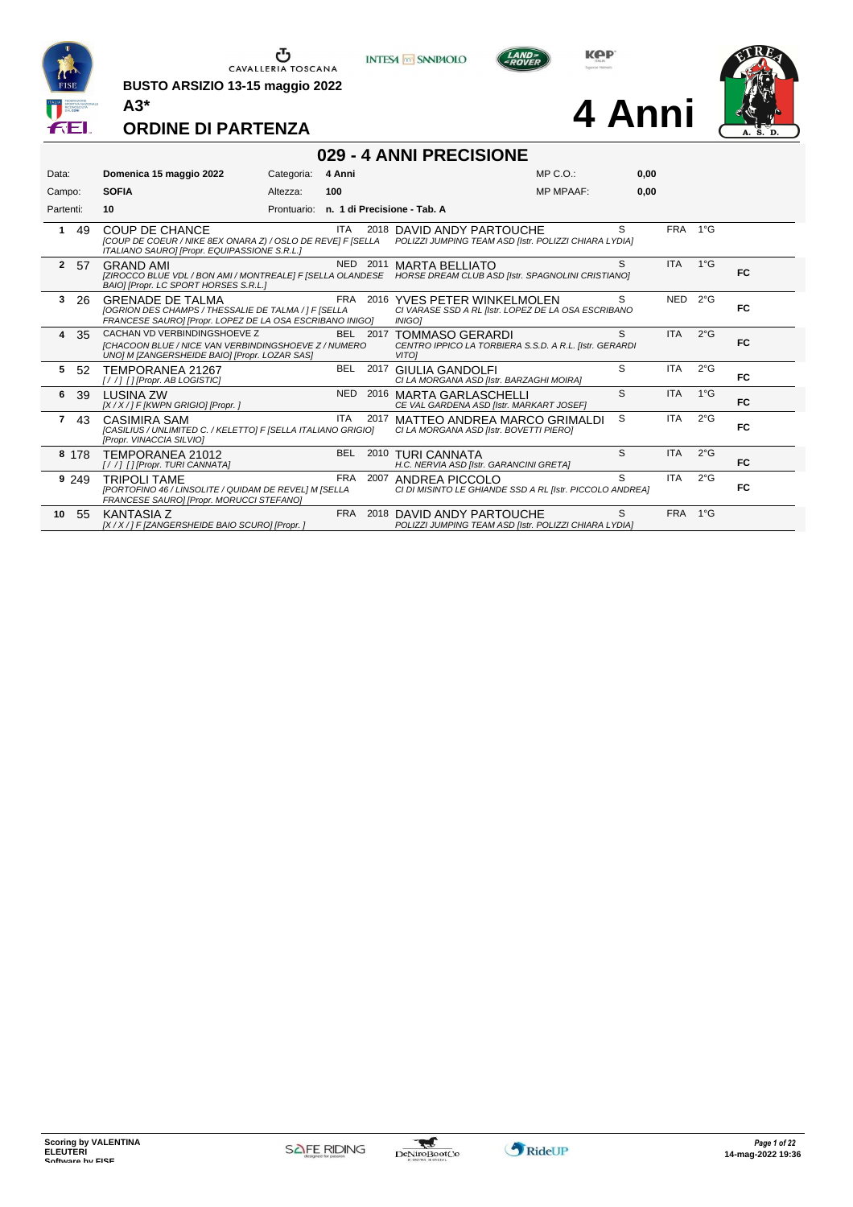CAVALLERIA TOSCANA

**BUSTO ARSIZIO 13-15 maggio 2022**

**A3***

# 4 Anni

## ORDINE DI PARTENZA

## 029 - 4 ANNI PRECISIONE

| | | | | | |
|---|---|---|---|---|---|
| Data: | **Domenica 15 maggio 2022** | Categoria: | **4 Anni** | MP C.O.: | **0,00** |
| Campo: | **SOFIA** | Altezza: | **100** | MP MPAAF: | **0,00** |
| Partenti: | **10** | Prontuario: | **n. 1 di Precisione - Tab. A** | | |

| # | N. | Cavallo | Naz. | Anno | Cavaliere | | Naz. | Grado | |
|---|---|---|---|---|---|---|---|---|---|
| 1 | 49 | COUP DE CHANCE *[COUP DE COEUR / NIKE 8EX ONARA Z) / OSLO DE REVE] F [SELLA ITALIANO SAURO] [Propr. EQUIPASSIONE S.R.L.]* | ITA | 2018 | DAVID ANDY PARTOUCHE *POLIZZI JUMPING TEAM ASD [Istr. POLIZZI CHIARA LYDIA]* | S | FRA | 1°G | |
| 2 | 57 | GRAND AMI *[ZIROCCO BLUE VDL / BON AMI / MONTREALE] F [SELLA OLANDESE BAIO] [Propr. LC SPORT HORSES S.R.L.]* | NED | 2011 | MARTA BELLIATO *HORSE DREAM CLUB ASD [Istr. SPAGNOLINI CRISTIANO]* | S | ITA | 1°G | FC |
| 3 | 26 | GRENADE DE TALMA *[OGRION DES CHAMPS / THESSALIE DE TALMA / ] F [SELLA FRANCESE SAURO] [Propr. LOPEZ DE LA OSA ESCRIBANO INIGO]* | FRA | 2016 | YVES PETER WINKELMOLEN *CI VARASE SSD A RL [Istr. LOPEZ DE LA OSA ESCRIBANO INIGO]* | S | NED | 2°G | FC |
| 4 | 35 | CACHAN VD VERBINDINGSHOEVE Z *[CHACOON BLUE / NICE VAN VERBINDINGSHOEVE Z / NUMERO UNO] M [ZANGERSHEIDE BAIO] [Propr. LOZAR SAS]* | BEL | 2017 | TOMMASO GERARDI *CENTRO IPPICO LA TORBIERA S.S.D. A R.L. [Istr. GERARDI VITO]* | S | ITA | 2°G | FC |
| 5 | 52 | TEMPORANEA 21267 *[ / / ] [ ] [Propr. AB LOGISTIC]* | BEL | 2017 | GIULIA GANDOLFI *CI LA MORGANA ASD [Istr. BARZAGHI MOIRA]* | S | ITA | 2°G | FC |
| 6 | 39 | LUSINA ZW *[X / X / ] F [KWPN GRIGIO] [Propr. ]* | NED | 2016 | MARTA GARLASCHELLI *CE VAL GARDENA ASD [Istr. MARKART JOSEF]* | S | ITA | 1°G | FC |
| 7 | 43 | CASIMIRA SAM *[CASILIUS / UNLIMITED C. / KELETTO] F [SELLA ITALIANO GRIGIO] [Propr. VINACCIA SILVIO]* | ITA | 2017 | MATTEO ANDREA MARCO GRIMALDI *CI LA MORGANA ASD [Istr. BOVETTI PIERO]* | S | ITA | 2°G | FC |
| 8 | 178 | TEMPORANEA 21012 *[ / / ] [ ] [Propr. TURI CANNATA]* | BEL | 2010 | TURI CANNATA *H.C. NERVIA ASD [Istr. GARANCINI GRETA]* | S | ITA | 2°G | FC |
| 9 | 249 | TRIPOLI TAME *[PORTOFINO 46 / LINSOLITE / QUIDAM DE REVEL] M [SELLA FRANCESE SAURO] [Propr. MORUCCI STEFANO]* | FRA | 2007 | ANDREA PICCOLO *CI DI MISINTO LE GHIANDE SSD A RL [Istr. PICCOLO ANDREA]* | S | ITA | 2°G | FC |
| 10 | 55 | KANTASIA Z *[X / X / ] F [ZANGERSHEIDE BAIO SCURO] [Propr. ]* | FRA | 2018 | DAVID ANDY PARTOUCHE *POLIZZI JUMPING TEAM ASD [Istr. POLIZZI CHIARA LYDIA]* | S | FRA | 1°G | |

Scoring by VALENTINA ELEUTERI
Software by FISE

14-mag-2022 19:36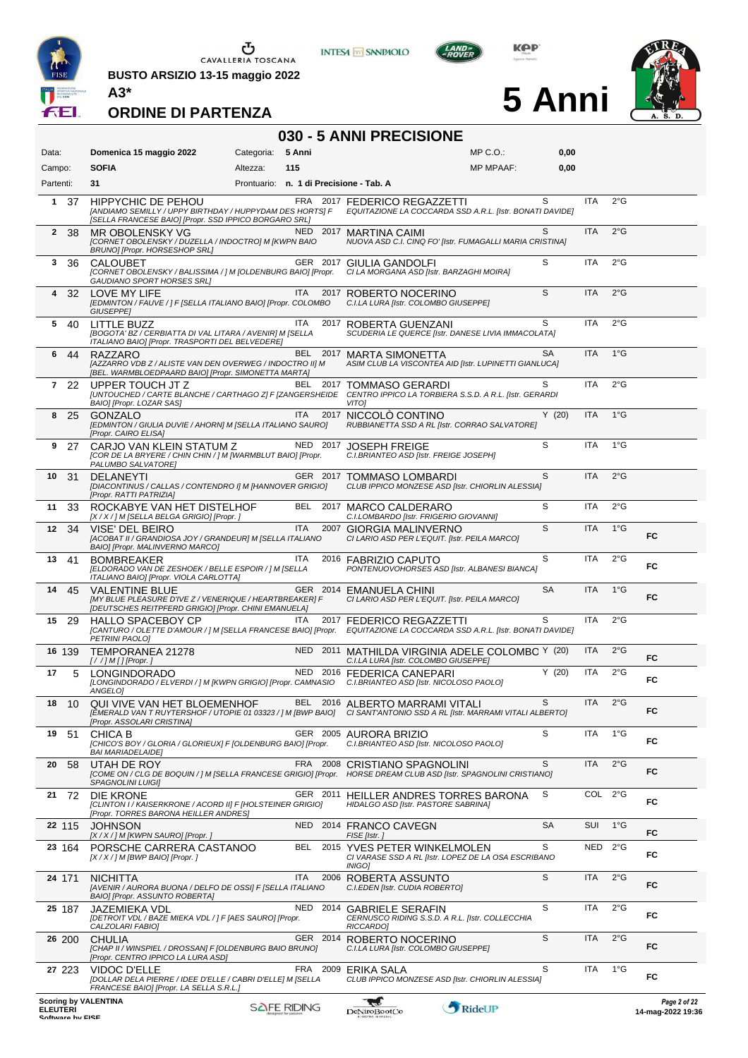CAVALLERIA TOSCANA

BUSTO ARSIZIO 13-15 maggio 2022

A3*

# ORDINE DI PARTENZA

# 5 Anni

## 030 - 5 ANNI PRECISIONE

| Data: | Domenica 15 maggio 2022 | Categoria: | 5 Anni | MP C.O.: | 0,00 |
|---|---|---|---|---|---|
| Campo: | SOFIA | Altezza: | 115 | MP MPAAF: | 0,00 |
| Partenti: | 31 | Prontuario: | n. 1 di Precisione - Tab. A | | |

| # | N. | Cavallo | Naz. | Anno | Cavaliere | Cat. | Naz. | Grado | |
|---|---|---|---|---|---|---|---|---|---|
| 1 | 37 | HIPPYCHIC DE PEHOU *[ANDIAMO SEMILLY / UPPY BIRTHDAY / HUPPYDAM DES HORTS] F [SELLA FRANCESE BAIO] [Propr. SSD IPPICO BORGARO SRL]* | FRA | 2017 | FEDERICO REGAZZETTI *EQUITAZIONE LA COCCARDA SSD A.R.L. [Istr. BONATI DAVIDE]* | S | ITA | 2°G | |
| 2 | 38 | MR OBOLENSKY VG *[CORNET OBOLENSKY / DUZELLA / INDOCTRO] M [KWPN BAIO BRUNO] [Propr. HORSESHOP SRL]* | NED | 2017 | MARTINA CAIMI *NUOVA ASD C.I. CINQ FO' [Istr. FUMAGALLI MARIA CRISTINA]* | S | ITA | 2°G | |
| 3 | 36 | CALOUBET *[CORNET OBOLENSKY / BALISSIMA / ] M [OLDENBURG BAIO] [Propr. GAUDIANO SPORT HORSES SRL]* | GER | 2017 | GIULIA GANDOLFI *CI LA MORGANA ASD [Istr. BARZAGHI MOIRA]* | S | ITA | 2°G | |
| 4 | 32 | LOVE MY LIFE *[EDMINTON / FAUVE / ] F [SELLA ITALIANO BAIO] [Propr. COLOMBO GIUSEPPE]* | ITA | 2017 | ROBERTO NOCERINO *C.I.LA LURA [Istr. COLOMBO GIUSEPPE]* | S | ITA | 2°G | |
| 5 | 40 | LITTLE BUZZ *[BOGOTA' BZ / CERBIATTA DI VAL LITARA / AVENIR] M [SELLA ITALIANO BAIO] [Propr. TRASPORTI DEL BELVEDERE]* | ITA | 2017 | ROBERTA GUENZANI *SCUDERIA LE QUERCE [Istr. DANESE LIVIA IMMACOLATA]* | S | ITA | 2°G | |
| 6 | 44 | RAZZARO *[AZZARRO VDB Z / ALISTE VAN DEN OVERWEG / INDOCTRO II] M [BEL. WARMBLOEDPAARD BAIO] [Propr. SIMONETTA MARTA]* | BEL | 2017 | MARTA SIMONETTA *ASIM CLUB LA VISCONTEA AID [Istr. LUPINETTI GIANLUCA]* | SA | ITA | 1°G | |
| 7 | 22 | UPPER TOUCH JT Z *[UNTOUCHED / CARTE BLANCHE / CARTHAGO Z] F [ZANGERSHEIDE BAIO] [Propr. LOZAR SAS]* | BEL | 2017 | TOMMASO GERARDI *CENTRO IPPICO LA TORBIERA S.S.D. A R.L. [Istr. GERARDI VITO]* | S | ITA | 2°G | |
| 8 | 25 | GONZALO *[EDMINTON / GIULIA DUVIE / AHORN] M [SELLA ITALIANO SAURO] [Propr. CAIRO ELISA]* | ITA | 2017 | NICCOLÒ CONTINO *RUBBIANETTA SSD A R.L. [Istr. CORRAO SALVATORE]* | Y (20) | ITA | 1°G | |
| 9 | 27 | CARJO VAN KLEIN STATUM Z *[COR DE LA BRYERE / CHIN CHIN / ] M [WARMBLUT BAIO] [Propr. PALUMBO SALVATORE]* | NED | 2017 | JOSEPH FREIGE *C.I.BRIANTEO ASD [Istr. FREIGE JOSEPH]* | S | ITA | 1°G | |
| 10 | 31 | DELANEYTI *[DIACONTINUS / CALLAS / CONTENDRO I] M [HANNOVER GRIGIO] [Propr. RATTI PATRIZIA]* | GER | 2017 | TOMMASO LOMBARDI *CLUB IPPICO MONZESE ASD [Istr. CHIORLIN ALESSIA]* | S | ITA | 2°G | |
| 11 | 33 | ROCKABYE VAN HET DISTELHOF *[X / X / ] M [SELLA BELGA GRIGIO] [Propr. ]* | BEL | 2017 | MARCO CALDERARO *C.I.LOMBARDO [Istr. FRIGERIO GIOVANNI]* | S | ITA | 2°G | |
| 12 | 34 | VISE' DEL BEIRO *[ACOBAT II / GRANDIOSA JOY / GRANDEUR] M [SELLA ITALIANO BAIO] [Propr. MALINVERNO MARCO]* | ITA | 2007 | GIORGIA MALINVERNO *CI LARIO ASD PER L'EQUIT. [Istr. PEILA MARCO]* | S | ITA | 1°G | FC |
| 13 | 41 | BOMBREAKER *[ELDORADO VAN DE ZESHOEK / BELLE ESPOIR / ] M [SELLA ITALIANO BAIO] [Propr. VIOLA CARLOTTA]* | ITA | 2016 | FABRIZIO CAPUTO *PONTENUOVOHORSES ASD [Istr. ALBANESI BIANCA]* | S | ITA | 2°G | FC |
| 14 | 45 | VALENTINE BLUE *[MY BLUE PLEASURE D'IVE Z / VENERIQUE / HEARTBREAKER] F [DEUTSCHES REITPFERD GRIGIO] [Propr. CHINI EMANUELA]* | GER | 2014 | EMANUELA CHINI *CI LARIO ASD PER L'EQUIT. [Istr. PEILA MARCO]* | SA | ITA | 1°G | FC |
| 15 | 29 | HALLO SPACEBOY CP *[CANTURO / OLETTE D'AMOUR / ] M [SELLA FRANCESE BAIO] [Propr. PETRINI PAOLO]* | ITA | 2017 | FEDERICO REGAZZETTI *EQUITAZIONE LA COCCARDA SSD A.R.L. [Istr. BONATI DAVIDE]* | S | ITA | 2°G | |
| 16 | 139 | TEMPORANEA 21278 *[ / / ] M [ ] [Propr. ]* | NED | 2011 | MATHILDA VIRGINIA ADELE COLOMBO *C.I.LA LURA [Istr. COLOMBO GIUSEPPE]* | Y (20) | ITA | 2°G | FC |
| 17 | 5 | LONGINDORADO *[LONGINDORADO / ELVERDI / ] M [KWPN GRIGIO] [Propr. CAMNASIO ANGELO]* | NED | 2016 | FEDERICA CANEPARI *C.I.BRIANTEO ASD [Istr. NICOLOSO PAOLO]* | Y (20) | ITA | 2°G | FC |
| 18 | 10 | QUI VIVE VAN HET BLOEMENHOF *[EMERALD VAN T RUYTERSHOF / UTOPIE 01 03323 / ] M [BWP BAIO] [Propr. ASSOLARI CRISTINA]* | BEL | 2016 | ALBERTO MARRAMI VITALI *CI SANT'ANTONIO SSD A RL [Istr. MARRAMI VITALI ALBERTO]* | S | ITA | 2°G | FC |
| 19 | 51 | CHICA B *[CHICO'S BOY / GLORIA / GLORIEUX] F [OLDENBURG BAIO] [Propr. BAI MARIADELAIDE]* | GER | 2005 | AURORA BRIZIO *C.I.BRIANTEO ASD [Istr. NICOLOSO PAOLO]* | S | ITA | 1°G | FC |
| 20 | 58 | UTAH DE ROY *[COME ON / CLG DE BOQUIN / ] M [SELLA FRANCESE GRIGIO] [Propr. SPAGNOLINI LUIGI]* | FRA | 2008 | CRISTIANO SPAGNOLINI *HORSE DREAM CLUB ASD [Istr. SPAGNOLINI CRISTIANO]* | S | ITA | 2°G | FC |
| 21 | 72 | DIE KRONE *[CLINTON I / KAISERKRONE / ACORD II] F [HOLSTEINER GRIGIO] [Propr. TORRES BARONA HEILLER ANDRES]* | GER | 2011 | HEILLER ANDRES TORRES BARONA *HIDALGO ASD [Istr. PASTORE SABRINA]* | S | COL | 2°G | FC |
| 22 | 115 | JOHNSON *[X / X / ] M [KWPN SAURO] [Propr. ]* | NED | 2014 | FRANCO CAVEGN *FISE [Istr. ]* | SA | SUI | 1°G | FC |
| 23 | 164 | PORSCHE CARRERA CASTANOO *[X / X / ] M [BWP BAIO] [Propr. ]* | BEL | 2015 | YVES PETER WINKELMOLEN *CI VARASE SSD A RL [Istr. LOPEZ DE LA OSA ESCRIBANO INIGO]* | S | NED | 2°G | FC |
| 24 | 171 | NICHITTA *[AVENIR / AURORA BUONA / DELFO DE OSSI] F [SELLA ITALIANO BAIO] [Propr. ASSUNTO ROBERTA]* | ITA | 2006 | ROBERTA ASSUNTO *C.I.EDEN [Istr. CUDIA ROBERTO]* | S | ITA | 2°G | FC |
| 25 | 187 | JAZEMIEKA VDL *[DETROIT VDL / BAZE MIEKA VDL / ] F [AES SAURO] [Propr. CALZOLARI FABIO]* | NED | 2014 | GABRIELE SERAFIN *CERNUSCO RIDING S.S.D. A R.L. [Istr. COLLECCHIA RICCARDO]* | S | ITA | 2°G | FC |
| 26 | 200 | CHULIA *[CHAP II / WINSPIEL / DROSSAN] F [OLDENBURG BAIO BRUNO] [Propr. CENTRO IPPICO LA LURA ASD]* | GER | 2014 | ROBERTO NOCERINO *C.I.LA LURA [Istr. COLOMBO GIUSEPPE]* | S | ITA | 2°G | FC |
| 27 | 223 | VIDOC D'ELLE *[DOLLAR DELLA PIERRE / IDEE D'ELLE / CABRI D'ELLE] M [SELLA FRANCESE BAIO] [Propr. LA SELLA S.R.L.]* | FRA | 2009 | ERIKA SALA *CLUB IPPICO MONZESE ASD [Istr. CHIORLIN ALESSIA]* | S | ITA | 1°G | FC |

Scoring by VALENTINA ELEUTERI
Software by FISE

14-mag-2022 19:36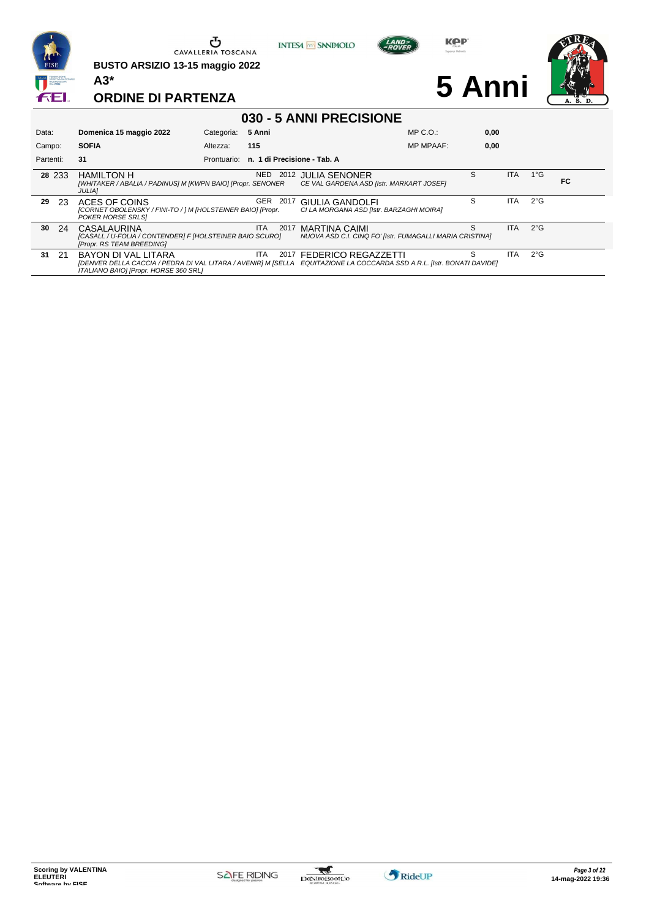BUSTO ARSIZIO 13-15 maggio 2022

A3*

## ORDINE DI PARTENZA

# 5 Anni

## 030 - 5 ANNI PRECISIONE

| | | | | | |
|---|---|---|---|---|---|
| Data: | **Domenica 15 maggio 2022** | Categoria: | **5 Anni** | MP C.O.: | **0,00** |
| Campo: | **SOFIA** | Altezza: | **115** | MP MPAAF: | **0,00** |
| Partenti: | **31** | Prontuario: | **n. 1 di Precisione - Tab. A** | | |

| Ord. | Num. | Cavallo | Naz. | Anno | Cavaliere | | Naz. | Grado | |
|---|---|---|---|---|---|---|---|---|---|
| **28** | 233 | HAMILTON H *[WHITAKER / ABALIA / PADINUS] M [KWPN BAIO] [Propr. SENONER JULIA]* | NED | 2012 | JULIA SENONER *CE VAL GARDENA ASD [Istr. MARKART JOSEF]* | S | ITA | 1°G | **FC** |
| **29** | 23 | ACES OF COINS *[CORNET OBOLENSKY / FINI-TO / ] M [HOLSTEINER BAIO] [Propr. POKER HORSE SRLS]* | GER | 2017 | GIULIA GANDOLFI *CI LA MORGANA ASD [Istr. BARZAGHI MOIRA]* | S | ITA | 2°G | |
| **30** | 24 | CASALAURINA *[CASALL / U-FOLIA / CONTENDER] F [HOLSTEINER BAIO SCURO] [Propr. RS TEAM BREEDING]* | ITA | 2017 | MARTINA CAIMI *NUOVA ASD C.I. CINQ FO' [Istr. FUMAGALLI MARIA CRISTINA]* | S | ITA | 2°G | |
| **31** | 21 | BAYON DI VAL LITARA *[DENVER DELLA CACCIA / PEDRA DI VAL LITARA / AVENIR] M [SELLA ITALIANO BAIO] [Propr. HORSE 360 SRL]* | ITA | 2017 | FEDERICO REGAZZETTI *EQUITAZIONE LA COCCARDA SSD A.R.L. [Istr. BONATI DAVIDE]* | S | ITA | 2°G | |

Scoring by VALENTINA ELEUTERI
Software by FISE

14-mag-2022 19:36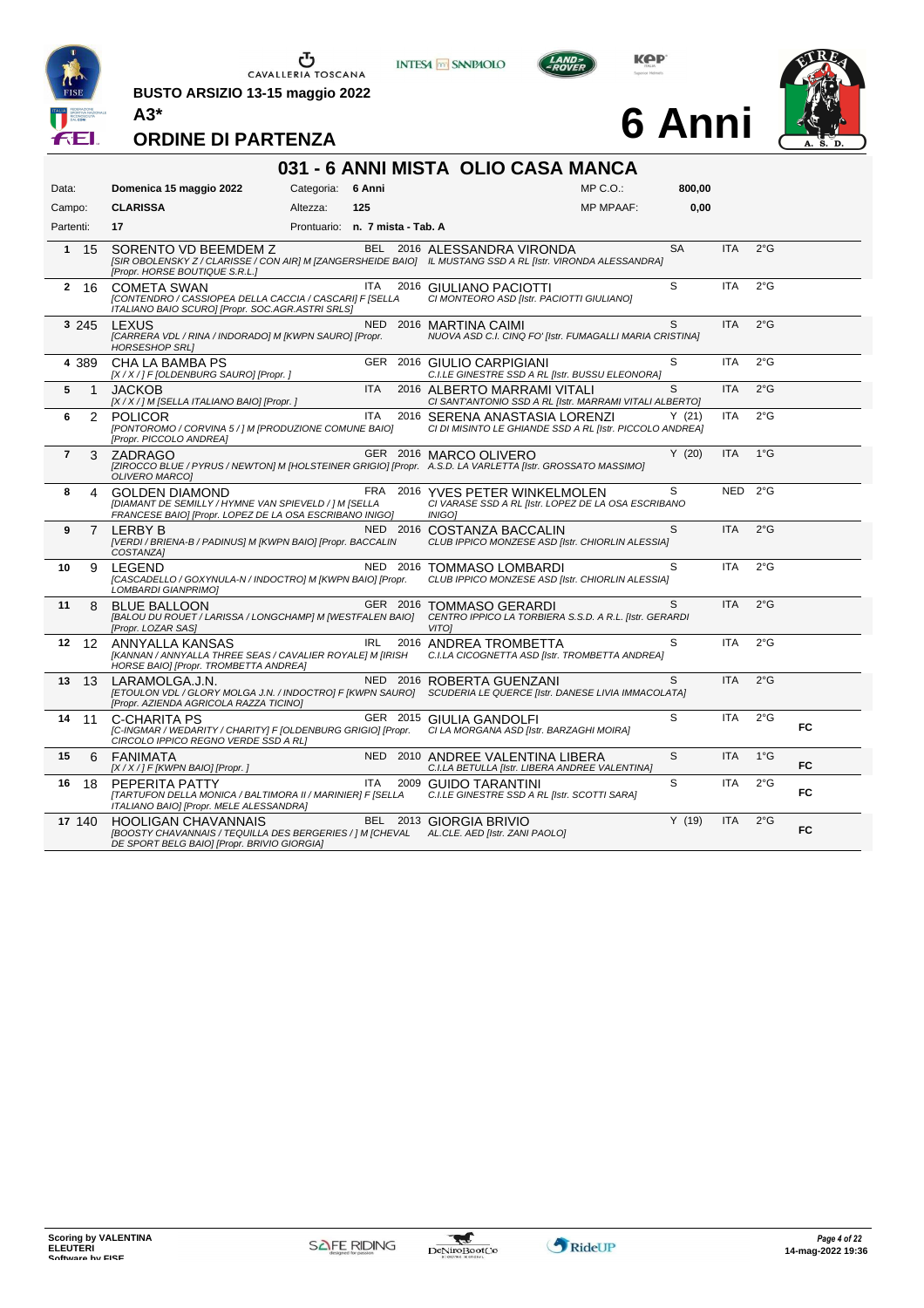BUSTO ARSIZIO 13-15 maggio 2022

A3*

# ORDINE DI PARTENZA

# 6 Anni

## 031 - 6 ANNI MISTA OLIO CASA MANCA

| | | | | | |
|---|---|---|---|---|---|
| Data: | Domenica 15 maggio 2022 | Categoria: | 6 Anni | MP C.O.: | 800,00 |
| Campo: | CLARISSA | Altezza: | 125 | MP MPAAF: | 0,00 |
| Partenti: | 17 | Prontuario: | n. 7 mista - Tab. A | | |

| # | N. | Cavallo | Naz. | Anno | Cavaliere / Circolo | Cat. | Naz. | Grado | |
|---|---|---|---|---|---|---|---|---|---|
| 1 | 15 | SORENTO VD BEEMDEM Z [SIR OBOLENSKY Z / CLARISSE / CON AIR] M [ZANGERSHEIDE BAIO] [Propr. HORSE BOUTIQUE S.R.L.] | BEL | 2016 | ALESSANDRA VIRONDA IL MUSTANG SSD A RL [Istr. VIRONDA ALESSANDRA] | SA | ITA | 2°G | |
| 2 | 16 | COMETA SWAN [CONTENDRO / CASSIOPEA DELLA CACCIA / CASCARI] F [SELLA ITALIANO BAIO SCURO] [Propr. SOC.AGR.ASTRI SRLS] | ITA | 2016 | GIULIANO PACIOTTI CI MONTEORO ASD [Istr. PACIOTTI GIULIANO] | S | ITA | 2°G | |
| 3 | 245 | LEXUS [CARRERA VDL / RINA / INDORADO] M [KWPN SAURO] [Propr. HORSESHOP SRL] | NED | 2016 | MARTINA CAIMI NUOVA ASD C.I. CINQ FO' [Istr. FUMAGALLI MARIA CRISTINA] | S | ITA | 2°G | |
| 4 | 389 | CHA LA BAMBA PS [X / X / ] F [OLDENBURG SAURO] [Propr. ] | GER | 2016 | GIULIO CARPIGIANI C.I.LE GINESTRE SSD A RL [Istr. BUSSU ELEONORA] | S | ITA | 2°G | |
| 5 | 1 | JACKOB [X / X / ] M [SELLA ITALIANO BAIO] [Propr. ] | ITA | 2016 | ALBERTO MARRAMI VITALI CI SANT'ANTONIO SSD A RL [Istr. MARRAMI VITALI ALBERTO] | S | ITA | 2°G | |
| 6 | 2 | POLICOR [PONTOROMO / CORVINA 5 / ] M [PRODUZIONE COMUNE BAIO] [Propr. PICCOLO ANDREA] | ITA | 2016 | SERENA ANASTASIA LORENZI CI DI MISINTO LE GHIANDE SSD A RL [Istr. PICCOLO ANDREA] | Y (21) | ITA | 2°G | |
| 7 | 3 | ZADRAGO [ZIROCCO BLUE / PYRUS / NEWTON] M [HOLSTEINER GRIGIO] [Propr. OLIVERO MARCO] | GER | 2016 | MARCO OLIVERO A.S.D. LA VARLETTA [Istr. GROSSATO MASSIMO] | Y (20) | ITA | 1°G | |
| 8 | 4 | GOLDEN DIAMOND [DIAMANT DE SEMILLY / HYMNE VAN SPIEVELD / ] M [SELLA FRANCESE BAIO] [Propr. LOPEZ DE LA OSA ESCRIBANO INIGO] | FRA | 2016 | YVES PETER WINKELMOLEN CI VARASE SSD A RL [Istr. LOPEZ DE LA OSA ESCRIBANO INIGO] | S | NED | 2°G | |
| 9 | 7 | LERBY B [VERDI / BRIENA-B / PADINUS] M [KWPN BAIO] [Propr. BACCALIN COSTANZA] | NED | 2016 | COSTANZA BACCALIN CLUB IPPICO MONZESE ASD [Istr. CHIORLIN ALESSIA] | S | ITA | 2°G | |
| 10 | 9 | LEGEND [CASCADELLO / GOXYNULA-N / INDOCTRO] M [KWPN BAIO] [Propr. LOMBARDI GIANPRIMO] | NED | 2016 | TOMMASO LOMBARDI CLUB IPPICO MONZESE ASD [Istr. CHIORLIN ALESSIA] | S | ITA | 2°G | |
| 11 | 8 | BLUE BALLOON [BALOU DU ROUET / LARISSA / LONGCHAMP] M [WESTFALEN BAIO] [Propr. LOZAR SAS] | GER | 2016 | TOMMASO GERARDI CENTRO IPPICO LA TORBIERA S.S.D. A R.L. [Istr. GERARDI VITO] | S | ITA | 2°G | |
| 12 | 12 | ANNYALLA KANSAS [KANNAN / ANNYALLA THREE SEAS / CAVALIER ROYALE] M [IRISH HORSE BAIO] [Propr. TROMBETTA ANDREA] | IRL | 2016 | ANDREA TROMBETTA C.I.LA CICOGNETTA ASD [Istr. TROMBETTA ANDREA] | S | ITA | 2°G | |
| 13 | 13 | LARAMOLGA.J.N. [ETOULON VDL / GLORY MOLGA J.N. / INDOCTRO] F [KWPN SAURO] [Propr. AZIENDA AGRICOLA RAZZA TICINO] | NED | 2016 | ROBERTA GUENZANI SCUDERIA LE QUERCE [Istr. DANESE LIVIA IMMACOLATA] | S | ITA | 2°G | |
| 14 | 11 | C-CHARITA PS [C-INGMAR / WEDARITY / CHARITY] F [OLDENBURG GRIGIO] [Propr. CIRCOLO IPPICO REGNO VERDE SSD A RL] | GER | 2015 | GIULIA GANDOLFI CI LA MORGANA ASD [Istr. BARZAGHI MOIRA] | S | ITA | 2°G | FC |
| 15 | 6 | FANIMATA [X / X / ] F [KWPN BAIO] [Propr. ] | NED | 2010 | ANDREE VALENTINA LIBERA C.I.LA BETULLA [Istr. LIBERA ANDREE VALENTINA] | S | ITA | 1°G | FC |
| 16 | 18 | PEPERITA PATTY [TARTUFON DELLA MONICA / BALTIMORA II / MARINIER] F [SELLA ITALIANO BAIO] [Propr. MELE ALESSANDRA] | ITA | 2009 | GUIDO TARANTINI C.I.LE GINESTRE SSD A RL [Istr. SCOTTI SARA] | S | ITA | 2°G | FC |
| 17 | 140 | HOOLIGAN CHAVANNAIS [BOOSTY CHAVANNAIS / TEQUILLA DES BERGERIES / ] M [CHEVAL DE SPORT BELG BAIO] [Propr. BRIVIO GIORGIA] | BEL | 2013 | GIORGIA BRIVIO AL.CLE. AED [Istr. ZANI PAOLO] | Y (19) | ITA | 2°G | FC |

Scoring by VALENTINA ELEUTERI Software by FISE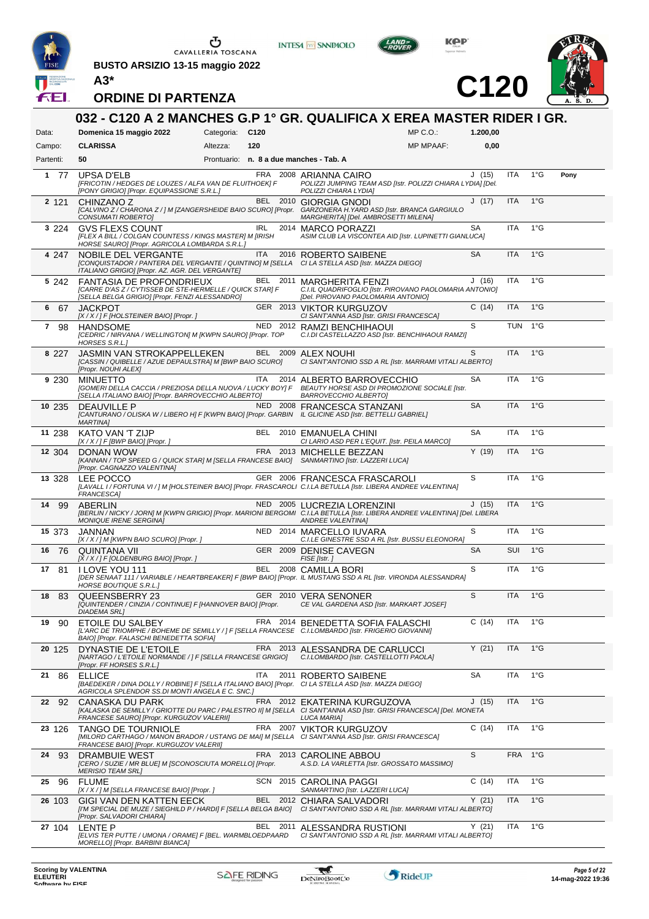CAVALLERIA TOSCANA

BUSTO ARSIZIO 13-15 maggio 2022

A3*

# ORDINE DI PARTENZA

C120

## 032 - C120 A 2 MANCHES G.P 1° GR. QUALIFICA X EREA MASTER RIDER I GR.

| | | | | | |
|---|---|---|---|---|---|
| Data: | Domenica 15 maggio 2022 | Categoria: | C120 | MP C.O.: | 1.200,00 |
| Campo: | CLARISSA | Altezza: | 120 | MP MPAAF: | 0,00 |
| Partenti: | 50 | Prontuario: | n. 8 a due manches - Tab. A | | |

| N. | Pett. | Cavallo | Naz. | Anno | Cavaliere | Cat. | Naz. | Gr. | |
|---|---|---|---|---|---|---|---|---|---|
| 1 | 77 | UPSA D'ELB *[FRICOTIN / HEDGES DE LOUZES / ALFA VAN DE FLUITHOEK] F [PONY GRIGIO] [Propr. EQUIPASSIONE S.R.L.]* | FRA | 2008 | ARIANNA CAIRO *POLIZZI JUMPING TEAM ASD [Istr. POLIZZI CHIARA LYDIA] [Del. POLIZZI CHIARA LYDIA]* | J (15) | ITA | 1°G | Pony |
| 2 | 121 | CHINZANO Z *[CALVINO Z / CHARONA Z / ] M [ZANGERSHEIDE BAIO SCURO] [Propr. CONSUMATI ROBERTO]* | BEL | 2010 | GIORGIA GNODI *GARZONERA H.YARD ASD [Istr. BRANCA GARGIULO MARGHERITA] [Del. AMBROSETTI MILENA]* | J (17) | ITA | 1°G | |
| 3 | 224 | GVS FLEXS COUNT *[FLEX A BILL / COLGAN COUNTESS / KINGS MASTER] M [IRISH HORSE SAURO] [Propr. AGRICOLA LOMBARDA S.R.L.]* | IRL | 2014 | MARCO PORAZZI *ASIM CLUB LA VISCONTEA AID [Istr. LUPINETTI GIANLUCA]* | SA | ITA | 1°G | |
| 4 | 247 | NOBILE DEL VERGANTE *[CONQUISTADOR / PANTERA DEL VERGANTE / QUINTINO] M [SELLA ITALIANO GRIGIO] [Propr. AZ. AGR. DEL VERGANTE]* | ITA | 2016 | ROBERTO SAIBENE *CI LA STELLA ASD [Istr. MAZZA DIEGO]* | SA | ITA | 1°G | |
| 5 | 242 | FANTASIA DE PROFONDRIEUX *[CARRE D'AS Z / CYTISSEB DE STE-HERMELLE / QUICK STAR] F [SELLA BELGA GRIGIO] [Propr. FENZI ALESSANDRO]* | BEL | 2011 | MARGHERITA FENZI *C.I.IL QUADRIFOGLIO [Istr. PIROVANO PAOLOMARIA ANTONIO] [Del. PIROVANO PAOLOMARIA ANTONIO]* | J (16) | ITA | 1°G | |
| 6 | 67 | JACKPOT *[X / X / ] F [HOLSTEINER BAIO] [Propr. ]* | GER | 2013 | VIKTOR KURGUZOV *CI SANT'ANNA ASD [Istr. GRISI FRANCESCA]* | C (14) | ITA | 1°G | |
| 7 | 98 | HANDSOME *[CEDRIC / NIRVANA / WELLINGTON] M [KWPN SAURO] [Propr. TOP HORSES S.R.L.]* | NED | 2012 | RAMZI BENCHIHAOUI *C.I.DI CASTELLAZZO ASD [Istr. BENCHIHAOUI RAMZI]* | S | TUN | 1°G | |
| 8 | 227 | JASMIN VAN STROKAPPELLEKEN *[CASSIN / QUIBELLE / AZUE DEPAULSTRA] M [BWP BAIO SCURO] [Propr. NOUHI ALEX]* | BEL | 2009 | ALEX NOUHI *CI SANT'ANTONIO SSD A RL [Istr. MARRAMI VITALI ALBERTO]* | S | ITA | 1°G | |
| 9 | 230 | MINUETTO *[GOMERI DELLA CACCIA / PREZIOSA DELLA NUOVA / LUCKY BOY] F [SELLA ITALIANO BAIO] [Propr. BARROVECCHIO ALBERTO]* | ITA | 2014 | ALBERTO BARROVECCHIO *BEAUTY HORSE ASD DI PROMOZIONE SOCIALE [Istr. BARROVECCHIO ALBERTO]* | SA | ITA | 1°G | |
| 10 | 235 | DEAUVILLE P *[CANTURANO / OLISKA W / LIBERO H] F [KWPN BAIO] [Propr. GARBIN MARTINA]* | NED | 2008 | FRANCESCA STANZANI *IL GLICINE ASD [Istr. BETTELLI GABRIEL]* | SA | ITA | 1°G | |
| 11 | 238 | KATO VAN 'T ZIJP *[X / X / ] F [BWP BAIO] [Propr. ]* | BEL | 2010 | EMANUELA CHINI *CI LARIO ASD PER L'EQUIT. [Istr. PEILA MARCO]* | SA | ITA | 1°G | |
| 12 | 304 | DONAN WOW *[KANNAN / TOP SPEED G / QUICK STAR] M [SELLA FRANCESE BAIO] [Propr. CAGNAZZO VALENTINA]* | FRA | 2013 | MICHELLE BEZZAN *SANMARTINO [Istr. LAZZERI LUCA]* | Y (19) | ITA | 1°G | |
| 13 | 328 | LEE POCCO *[LAVALL I / FORTUNA VI / ] M [HOLSTEINER BAIO] [Propr. FRASCAROLI FRANCESCA]* | GER | 2006 | FRANCESCA FRASCAROLI *C.I.LA BETULLA [Istr. LIBERA ANDREE VALENTINA]* | S | ITA | 1°G | |
| 14 | 99 | ABERLIN *[BERLIN / NICKY / JORN] M [KWPN GRIGIO] [Propr. MARIONI BERGOMI MONIQUE IRENE SERGINA]* | NED | 2005 | LUCREZIA LORENZINI *C.I.LA BETULLA [Istr. LIBERA ANDREE VALENTINA] [Del. LIBERA ANDREE VALENTINA]* | J (15) | ITA | 1°G | |
| 15 | 373 | JANNAN *[X / X / ] M [KWPN BAIO SCURO] [Propr. ]* | NED | 2014 | MARCELLO IUVARA *C.I.LE GINESTRE SSD A RL [Istr. BUSSU ELEONORA]* | S | ITA | 1°G | |
| 16 | 76 | QUINTANA VII *[X / X / ] F [OLDENBURG BAIO] [Propr. ]* | GER | 2009 | DENISE CAVEGN *FISE [Istr. ]* | SA | SUI | 1°G | |
| 17 | 81 | I LOVE YOU 111 *[DER SENAAT 111 / VARIABLE / HEARTBREAKER] F [BWP BAIO] [Propr. IL MUSTANG SSD A RL [Istr. VIRONDA ALESSANDRA] HORSE BOUTIQUE S.R.L.]* | BEL | 2008 | CAMILLA BORI | S | ITA | 1°G | |
| 18 | 83 | QUEENSBERRY 23 *[QUINTENDER / CINZIA / CONTINUE] F [HANNOVER BAIO] [Propr. DIADEMA SRL]* | GER | 2010 | VERA SENONER *CE VAL GARDENA ASD [Istr. MARKART JOSEF]* | S | ITA | 1°G | |
| 19 | 90 | ETOILE DU SALBEY *[L'ARC DE TRIOMPHE / BOHEME DE SEMILLY / ] F [SELLA FRANCESE BAIO] [Propr. FALASCHI BENEDETTA SOFIA]* | FRA | 2014 | BENEDETTA SOFIA FALASCHI *C.I.LOMBARDO [Istr. FRIGERIO GIOVANNI]* | C (14) | ITA | 1°G | |
| 20 | 125 | DYNASTIE DE L'ETOILE *[NARTAGO / L'ETOILE NORMANDE / ] F [SELLA FRANCESE GRIGIO] [Propr. FF HORSES S.R.L.]* | FRA | 2013 | ALESSANDRA DE CARLUCCI *C.I.LOMBARDO [Istr. CASTELLOTTI PAOLA]* | Y (21) | ITA | 1°G | |
| 21 | 86 | ELLICE *[BAEDEKER / DINA DOLLY / ROBINE] F [SELLA ITALIANO BAIO] [Propr. AGRICOLA SPLENDOR SS.DI MONTI ANGELA E C. SNC.]* | ITA | 2011 | ROBERTO SAIBENE *CI LA STELLA ASD [Istr. MAZZA DIEGO]* | SA | ITA | 1°G | |
| 22 | 92 | CANASKA DU PARK *[KALASKA DE SEMILLY / GRIOTTE DU PARC / PALESTRO II] M [SELLA FRANCESE SAURO] [Propr. KURGUZOV VALERII]* | FRA | 2012 | EKATERINA KURGUZOVA *CI SANT'ANNA ASD [Istr. GRISI FRANCESCA] [Del. MONETA LUCA MARIA]* | J (15) | ITA | 1°G | |
| 23 | 126 | TANGO DE TOURNIOLE *[MILORD CARTHAGO / MANON BRADOR / USTANG DE MAI] M [SELLA FRANCESE BAIO] [Propr. KURGUZOV VALERII]* | FRA | 2007 | VIKTOR KURGUZOV *CI SANT'ANNA ASD [Istr. GRISI FRANCESCA]* | C (14) | ITA | 1°G | |
| 24 | 93 | DRAMBUIE WEST *[CERO / SUZIE / MR BLUE] M [SCONOSCIUTA MORELLO] [Propr. MERISIO TEAM SRL]* | FRA | 2013 | CAROLINE ABBOU *A.S.D. LA VARLETTA [Istr. GROSSATO MASSIMO]* | S | FRA | 1°G | |
| 25 | 96 | FLUME *[X / X / ] M [SELLA FRANCESE BAIO] [Propr. ]* | SCN | 2015 | CAROLINA PAGGI *SANMARTINO [Istr. LAZZERI LUCA]* | C (14) | ITA | 1°G | |
| 26 | 103 | GIGI VAN DEN KATTEN EECK *[I'M SPECIAL DE MUZE / SIEGHILD P / HARDI] F [SELLA BELGA BAIO] [Propr. SALVADORI CHIARA]* | BEL | 2012 | CHIARA SALVADORI *CI SANT'ANTONIO SSD A RL [Istr. MARRAMI VITALI ALBERTO]* | Y (21) | ITA | 1°G | |
| 27 | 104 | LENTE P *[ELVIS TER PUTTE / UMONA / ORAME] F [BEL. WARMBLOEDPAARD MORELLO] [Propr. BARBINI BIANCA]* | BEL | 2011 | ALESSANDRA RUSTIONI *CI SANT'ANTONIO SSD A RL [Istr. MARRAMI VITALI ALBERTO]* | Y (21) | ITA | 1°G | |

Scoring by VALENTINA ELEUTERI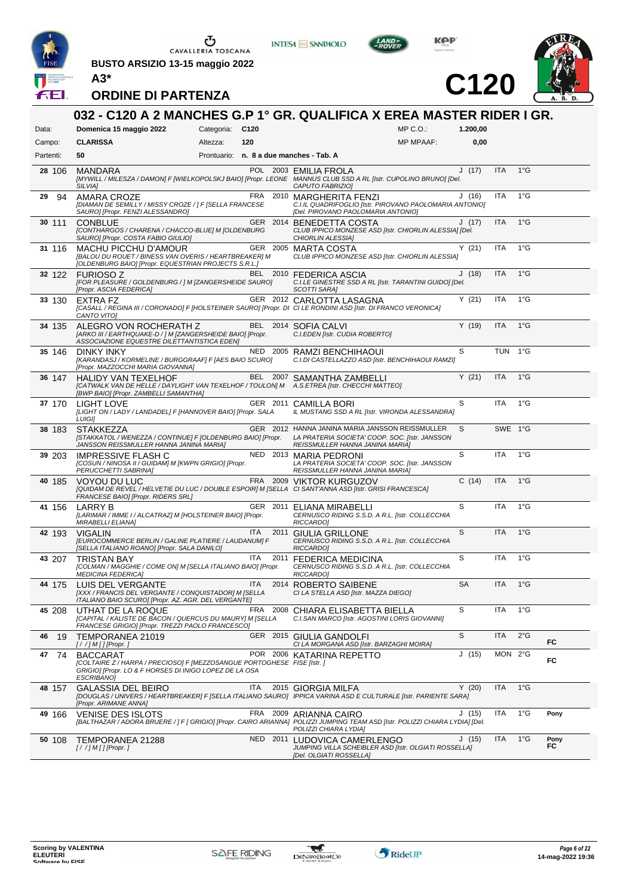BUSTO ARSIZIO 13-15 maggio 2022

A3*

# ORDINE DI PARTENZA

# C120

## 032 - C120 A 2 MANCHES G.P 1° GR. QUALIFICA X EREA MASTER RIDER I GR.

| | | | | | |
|---|---|---|---|---|---|
| Data: | Domenica 15 maggio 2022 | Categoria: | C120 | MP C.O.: | 1.200,00 |
| Campo: | CLARISSA | Altezza: | 120 | MP MPAAF: | 0,00 |
| Partenti: | 50 | Prontuario: | n. 8 a due manches - Tab. A | | |

| N. | Testiera | Cavallo | Naz. | Anno | Cavaliere | Cat. | Naz. | Gr. | |
|---|---|---|---|---|---|---|---|---|---|
| 28 | 106 | MANDARA [MYWILL / MILESZA / DAMON] F [WIELKOPOLSKJ BAIO] [Propr. LEONE SILVIA] | POL | 2003 | EMILIA FROLA MANNUS CLUB SSD A RL [Istr. CUPOLINO BRUNO] [Del. CAPUTO FABRIZIO] | J (17) | ITA | 1°G | |
| 29 | 94 | AMARA CROZE [DIAMAN DE SEMILLY / MISSY CROZE / ] F [SELLA FRANCESE SAURO] [Propr. FENZI ALESSANDRO] | FRA | 2010 | MARGHERITA FENZI C.I.IL QUADRIFOGLIO [Istr. PIROVANO PAOLOMARIA ANTONIO] [Del. PIROVANO PAOLOMARIA ANTONIO] | J (16) | ITA | 1°G | |
| 30 | 111 | CONBLUE [CONTHARGOS / CHARENA / CHACCO-BLUE] M [OLDENBURG SAURO] [Propr. COSTA FABIO GIULIO] | GER | 2014 | BENEDETTA COSTA CLUB IPPICO MONZESE ASD [Istr. CHIORLIN ALESSIA] [Del. CHIORLIN ALESSIA] | J (17) | ITA | 1°G | |
| 31 | 116 | MACHU PICCHU D'AMOUR [BALOU DU ROUET / BINESS VAN OVERIS / HEARTBREAKER] M [OLDENBURG BAIO] [Propr. EQUESTRIAN PROJECTS S.R.L.] | GER | 2005 | MARTA COSTA CLUB IPPICO MONZESE ASD [Istr. CHIORLIN ALESSIA] | Y (21) | ITA | 1°G | |
| 32 | 122 | FURIOSO Z [FOR PLEASURE / GOLDENBURG / ] M [ZANGERSHEIDE SAURO] [Propr. ASCIA FEDERICA] | BEL | 2010 | FEDERICA ASCIA C.I.LE GINESTRE SSD A RL [Istr. TARANTINI GUIDO] [Del. SCOTTI SARA] | J (18) | ITA | 1°G | |
| 33 | 130 | EXTRA FZ [CASALL / REGINA III / CORONADO] F [HOLSTEINER SAURO] [Propr. DI CANTO VITO] | GER | 2012 | CARLOTTA LASAGNA CI LE RONDINI ASD [Istr. DI FRANCO VERONICA] | Y (21) | ITA | 1°G | |
| 34 | 135 | ALEGRO VON ROCHERATH Z [ARKO III / EARTHQUAKE-D / ] M [ZANGERSHEIDE BAIO] [Propr. ASSOCIAZIONE EQUESTRE DILETTANTISTICA EDEN] | BEL | 2014 | SOFIA CALVI C.I.EDEN [Istr. CUDIA ROBERTO] | Y (19) | ITA | 1°G | |
| 35 | 146 | DINKY INKY [KARANDASJ / KORMELINE / BURGGRAAF] F [AES BAIO SCURO] [Propr. MAZZOCCHI MARIA GIOVANNA] | NED | 2005 | RAMZI BENCHIHAOUI C.I.DI CASTELLAZZO ASD [Istr. BENCHIHAOUI RAMZI] | S | TUN | 1°G | |
| 36 | 147 | HALIDY VAN TEXELHOF [CATWALK VAN DE HELLE / DAYLIGHT VAN TEXELHOF / TOULON] M [BWP BAIO] [Propr. ZAMBELLI SAMANTHA] | BEL | 2007 | SAMANTHA ZAMBELLI A.S.ETREA [Istr. CHECCHI MATTEO] | Y (21) | ITA | 1°G | |
| 37 | 170 | LIGHT LOVE [LIGHT ON / LADY / LANDADEL] F [HANNOVER BAIO] [Propr. SALA LUIGI] | GER | 2011 | CAMILLA BORI IL MUSTANG SSD A RL [Istr. VIRONDA ALESSANDRA] | S | ITA | 1°G | |
| 38 | 183 | STAKKEZZA [STAKKATOL / WENEZZA / CONTINUE] F [OLDENBURG BAIO] [Propr. JANSSON REISSMULLER HANNA JANINA MARIA] | GER | 2012 | HANNA JANINA MARIA JANSSON REISSMULLER LA PRATERIA SOCIETA' COOP. SOC. [Istr. JANSSON REISSMULLER HANNA JANINA MARIA] | S | SWE | 1°G | |
| 39 | 203 | IMPRESSIVE FLASH C [COSUN / NINOSA II / GUIDAM] M [KWPN GRIGIO] [Propr. PERUCCHETTI SABRINA] | NED | 2013 | MARIA PEDRONI LA PRATERIA SOCIETA' COOP. SOC. [Istr. JANSSON REISSMULLER HANNA JANINA MARIA] | S | ITA | 1°G | |
| 40 | 185 | VOYOU DU LUC [QUIDAM DE REVEL / HELVETIE DU LUC / DOUBLE ESPOIR] M [SELLA FRANCESE BAIO] [Propr. RIDERS SRL] | FRA | 2009 | VIKTOR KURGUZOV CI SANT'ANNA ASD [Istr. GRISI FRANCESCA] | C (14) | ITA | 1°G | |
| 41 | 156 | LARRY B [LARIMAR / IMME I / ALCATRAZ] M [HOLSTEINER BAIO] [Propr. MIRABELLI ELIANA] | GER | 2011 | ELIANA MIRABELLI CERNUSCO RIDING S.S.D. A R.L. [Istr. COLLECCHIA RICCARDO] | S | ITA | 1°G | |
| 42 | 193 | VIGALIN [EUROCOMMERCE BERLIN / GALINE PLATIERE / LAUDANUM] F [SELLA ITALIANO ROANO] [Propr. SALA DANILO] | ITA | 2011 | GIULIA GRILLONE CERNUSCO RIDING S.S.D. A R.L. [Istr. COLLECCHIA RICCARDO] | S | ITA | 1°G | |
| 43 | 207 | TRISTAN BAY [COLMAN / MAGGHIE / COME ON] M [SELLA ITALIANO BAIO] [Propr. MEDICINA FEDERICA] | ITA | 2011 | FEDERICA MEDICINA CERNUSCO RIDING S.S.D. A R.L. [Istr. COLLECCHIA RICCARDO] | S | ITA | 1°G | |
| 44 | 175 | LUIS DEL VERGANTE [XXX / FRANCIS DEL VERGANTE / CONQUISTADOR] M [SELLA ITALIANO BAIO SCURO] [Propr. AZ. AGR. DEL VERGANTE] | ITA | 2014 | ROBERTO SAIBENE CI LA STELLA ASD [Istr. MAZZA DIEGO] | SA | ITA | 1°G | |
| 45 | 208 | UTHAT DE LA ROQUE [CAPITAL / KALISTE DE BACON / QUERCUS DU MAURY] M [SELLA FRANCESE GRIGIO] [Propr. TREZZI PAOLO FRANCESCO] | FRA | 2008 | CHIARA ELISABETTA BIELLA C.I.SAN MARCO [Istr. AGOSTINI LORIS GIOVANNI] | S | ITA | 1°G | |
| 46 | 19 | TEMPORANEA 21019 [ / / ] M [ ] [Propr. ] | GER | 2015 | GIULIA GANDOLFI CI LA MORGANA ASD [Istr. BARZAGHI MOIRA] | S | ITA | 2°G | FC |
| 47 | 74 | BACCARAT [COLTAIRE Z / HARPA / PRECIOSO] F [MEZZOSANGUE PORTOGHESE GRIGIO] [Propr. LO & F HORSES DI INIGO LOPEZ DE LA OSA ESCRIBANO] | POR | 2006 | KATARINA REPETTO FISE [Istr. ] | J (15) | MON | 2°G | FC |
| 48 | 157 | GALASSIA DEL BEIRO [DOUGLAS / UNIVERS / HEARTBREAKER] F [SELLA ITALIANO SAURO] [Propr. ARIMANE ANNA] | ITA | 2015 | GIORGIA MILFA IPPICA VARINA ASD E CULTURALE [Istr. PARIENTE SARA] | Y (20) | ITA | 1°G | |
| 49 | 166 | VENISE DES ISLOTS [BALTHAZAR / ADORA BRUERE / ] F [ GRIGIO] [Propr. CAIRO ARIANNA] | FRA | 2009 | ARIANNA CAIRO POLIZZI JUMPING TEAM ASD [Istr. POLIZZI CHIARA LYDIA] [Del. POLIZZI CHIARA LYDIA] | J (15) | ITA | 1°G | Pony |
| 50 | 108 | TEMPORANEA 21288 [ / / ] M [ ] [Propr. ] | NED | 2011 | LUDOVICA CAMERLENGO JUMPING VILLA SCHEIBLER ASD [Istr. OLGIATI ROSSELLA] [Del. OLGIATI ROSSELLA] | J (15) | ITA | 1°G | Pony FC |

Scoring by VALENTINA ELEUTERI

14-mag-2022 19:36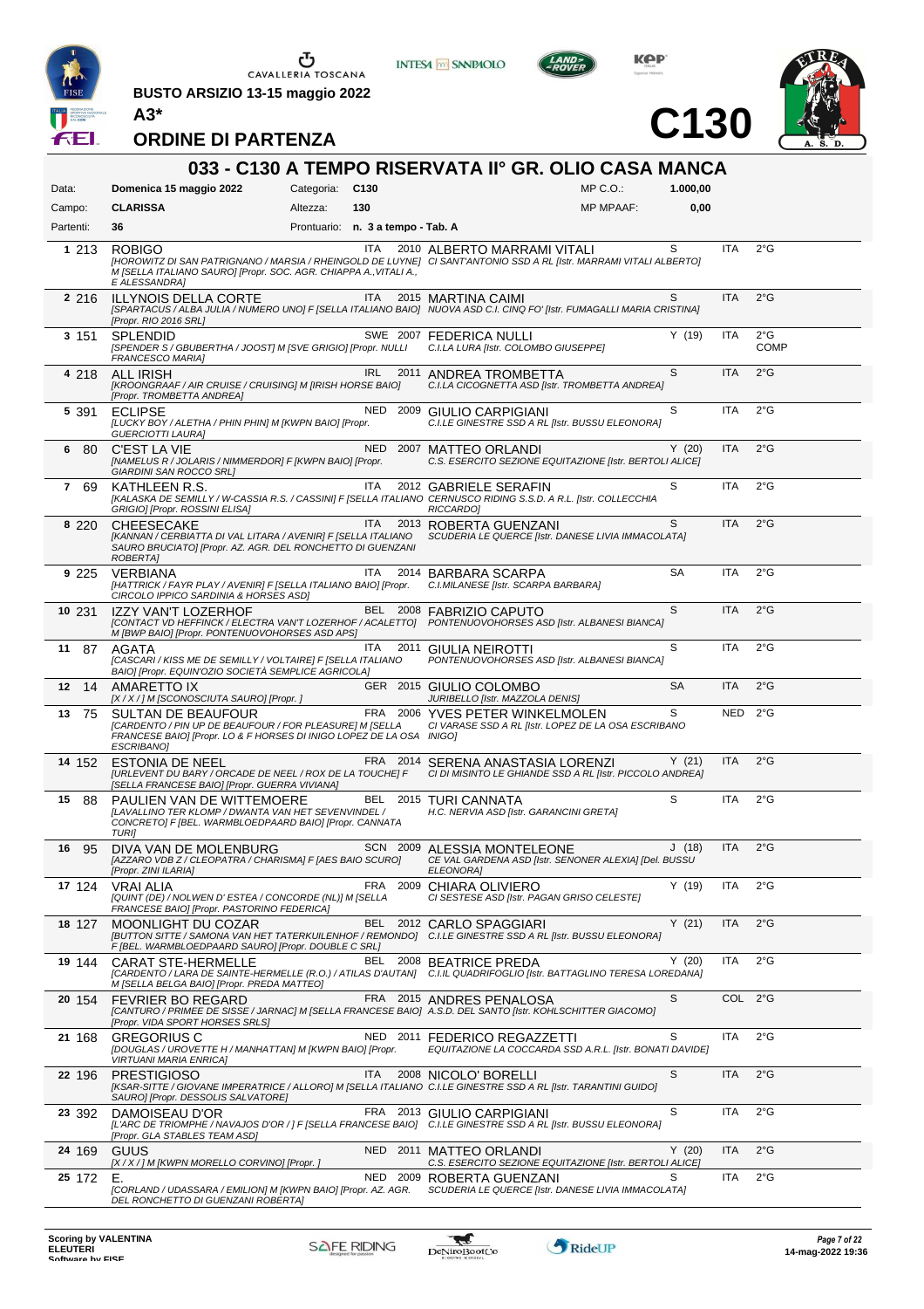BUSTO ARSIZIO 13-15 maggio 2022

A3*

# ORDINE DI PARTENZA

C130

## 033 - C130 A TEMPO RISERVATA II° GR. OLIO CASA MANCA

| Data: | Domenica 15 maggio 2022 | Categoria: | C130 | MP C.O.: | 1.000,00 |
|---|---|---|---|---|---|
| Campo: | CLARISSA | Altezza: | 130 | MP MPAAF: | 0,00 |
| Partenti: | 36 | Prontuario: | n. 3 a tempo - Tab. A | | |

| N. | Testiera | Cavallo | Naz. | Anno | Cavaliere / Circolo | Cat. | Naz. | Gr. |
|---|---|---|---|---|---|---|---|---|
| 1 | 213 | ROBIGO *[HOROWITZ DI SAN PATRIGNANO / MARSIA / RHEINGOLD DE LUYNE] M [SELLA ITALIANO SAURO] [Propr. SOC. AGR. CHIAPPA A.,VITALI A., E ALESSANDRA]* | ITA | 2010 | ALBERTO MARRAMI VITALI *CI SANT'ANTONIO SSD A RL [Istr. MARRAMI VITALI ALBERTO]* | S | ITA | 2°G |
| 2 | 216 | ILLYNOIS DELLA CORTE *[SPARTACUS / ALBA JULIA / NUMERO UNO] F [SELLA ITALIANO BAIO] [Propr. RIO 2016 SRL]* | ITA | 2015 | MARTINA CAIMI *NUOVA ASD C.I. CINQ FO' [Istr. FUMAGALLI MARIA CRISTINA]* | S | ITA | 2°G |
| 3 | 151 | SPLENDID *[SPENDER S / GBUBERTHA / JOOST] M [SVE GRIGIO] [Propr. NULLI FRANCESCO MARIA]* | SWE | 2007 | FEDERICA NULLI *C.I.LA LURA [Istr. COLOMBO GIUSEPPE]* | Y (19) | ITA | 2°G COMP |
| 4 | 218 | ALL IRISH *[KROONGRAAF / AIR CRUISE / CRUISING] M [IRISH HORSE BAIO] [Propr. TROMBETTA ANDREA]* | IRL | 2011 | ANDREA TROMBETTA *C.I.LA CICOGNETTA ASD [Istr. TROMBETTA ANDREA]* | S | ITA | 2°G |
| 5 | 391 | ECLIPSE *[LUCKY BOY / ALETHA / PHIN PHIN] M [KWPN BAIO] [Propr. GUERCIOTTI LAURA]* | NED | 2009 | GIULIO CARPIGIANI *C.I.LE GINESTRE SSD A RL [Istr. BUSSU ELEONORA]* | S | ITA | 2°G |
| 6 | 80 | C'EST LA VIE *[NAMELUS R / JOLARIS / NIMMERDOR] F [KWPN BAIO] [Propr. GIARDINI SAN ROCCO SRL]* | NED | 2007 | MATTEO ORLANDI *C.S. ESERCITO SEZIONE EQUITAZIONE [Istr. BERTOLI ALICE]* | Y (20) | ITA | 2°G |
| 7 | 69 | KATHLEEN R.S. *[KALASKA DE SEMILLY / W-CASSIA R.S. / CASSINI] F [SELLA ITALIANO GRIGIO] [Propr. ROSSINI ELISA]* | ITA | 2012 | GABRIELE SERAFIN *CERNUSCO RIDING S.S.D. A R.L. [Istr. COLLECCHIA RICCARDO]* | S | ITA | 2°G |
| 8 | 220 | CHEESECAKE *[KANNAN / CERBIATTA DI VAL LITARA / AVENIR] F [SELLA ITALIANO SAURO BRUCIATO] [Propr. AZ. AGR. DEL RONCHETTO DI GUENZANI ROBERTA]* | ITA | 2013 | ROBERTA GUENZANI *SCUDERIA LE QUERCE [Istr. DANESE LIVIA IMMACOLATA]* | S | ITA | 2°G |
| 9 | 225 | VERBIANA *[HATTRICK / FAYR PLAY / AVENIR] F [SELLA ITALIANO BAIO] [Propr. CIRCOLO IPPICO SARDINIA & HORSES ASD]* | ITA | 2014 | BARBARA SCARPA *C.I.MILANESE [Istr. SCARPA BARBARA]* | SA | ITA | 2°G |
| 10 | 231 | IZZY VAN'T LOZERHOF *[CONTACT VD HEFFINCK / ELECTRA VAN'T LOZERHOF / ACALETTO] M [BWP BAIO] [Propr. PONTENUOVOHORSES ASD APS]* | BEL | 2008 | FABRIZIO CAPUTO *PONTENUOVOHORSES ASD [Istr. ALBANESI BIANCA]* | S | ITA | 2°G |
| 11 | 87 | AGATA *[CASCARI / KISS ME DE SEMILLY / VOLTAIRE] F [SELLA ITALIANO BAIO] [Propr. EQUIN'OZIO SOCIETÀ SEMPLICE AGRICOLA]* | ITA | 2011 | GIULIA NEIROTTI *PONTENUOVOHORSES ASD [Istr. ALBANESI BIANCA]* | S | ITA | 2°G |
| 12 | 14 | AMARETTO IX *[X / X / ] M [SCONOSCIUTA SAURO] [Propr. ]* | GER | 2015 | GIULIO COLOMBO *JURIBELLO [Istr. MAZZOLA DENIS]* | SA | ITA | 2°G |
| 13 | 75 | SULTAN DE BEAUFOUR *[CARDENTO / PIN UP DE BEAUFOUR / FOR PLEASURE] M [SELLA FRANCESE BAIO] [Propr. LO & F HORSES DI INIGO LOPEZ DE LA OSA ESCRIBANO]* | FRA | 2006 | YVES PETER WINKELMOLEN *CI VARASE SSD A RL [Istr. LOPEZ DE LA OSA ESCRIBANO INIGO]* | S | NED | 2°G |
| 14 | 152 | ESTONIA DE NEEL *[URLEVENT DU BARY / ORCADE DE NEEL / ROX DE LA TOUCHE] F [SELLA FRANCESE BAIO] [Propr. GUERRA VIVIANA]* | FRA | 2014 | SERENA ANASTASIA LORENZI *CI DI MISINTO LE GHIANDE SSD A RL [Istr. PICCOLO ANDREA]* | Y (21) | ITA | 2°G |
| 15 | 88 | PAULIEN VAN DE WITTEMOERE *[LAVALLINO TER KLOMP / DWANTA VAN HET SEVENVINDEL / CONCRETO] F [BEL. WARMBLOEDPAARD BAIO] [Propr. CANNATA TURI]* | BEL | 2015 | TURI CANNATA *H.C. NERVIA ASD [Istr. GARANCINI GRETA]* | S | ITA | 2°G |
| 16 | 95 | DIVA VAN DE MOLENBURG *[AZZARO VDB Z / CLEOPATRA / CHARISMA] F [AES BAIO SCURO] [Propr. ZINI ILARIA]* | SCN | 2009 | ALESSIA MONTELEONE *CE VAL GARDENA ASD [Istr. SENONER ALEXIA] [Del. BUSSU ELEONORA]* | J (18) | ITA | 2°G |
| 17 | 124 | VRAI ALIA *[QUINT (DE) / NOLWEN D' ESTEA / CONCORDE (NL)] M [SELLA FRANCESE BAIO] [Propr. PASTORINO FEDERICA]* | FRA | 2009 | CHIARA OLIVIERO *CI SESTESE ASD [Istr. PAGAN GRISO CELESTE]* | Y (19) | ITA | 2°G |
| 18 | 127 | MOONLIGHT DU COZAR *[BUTTON SITTE / SAMONA VAN HET TATERKUILENHOF / REMONDO] F [BEL. WARMBLOEDPAARD SAURO] [Propr. DOUBLE C SRL]* | BEL | 2012 | CARLO SPAGGIARI *C.I.LE GINESTRE SSD A RL [Istr. BUSSU ELEONORA]* | Y (21) | ITA | 2°G |
| 19 | 144 | CARAT ST-HERMELLE *[CARDENTO / LARA DE SAINTE-HERMELLE (R.O.) / ATILAS D'AUTAN] M [SELLA BELGA BAIO] [Propr. PREDA MATTEO]* | BEL | 2008 | BEATRICE PREDA *C.I.IL QUADRIFOGLIO [Istr. BATTAGLINO TERESA LOREDANA]* | Y (20) | ITA | 2°G |
| 20 | 154 | FEVRIER BO REGARD *[CANTURO / PRIMEE DE SISSE / JARNAC] M [SELLA FRANCESE BAIO] [Propr. VIDA SPORT HORSES SRLS]* | FRA | 2015 | ANDRES PENALOSA *A.S.D. DEL SANTO [Istr. KOHLSCHITTER GIACOMO]* | S | COL | 2°G |
| 21 | 168 | GREGORIUS C *[DOUGLAS / UROVETTE H / MANHATTAN] M [KWPN BAIO] [Propr. VIRTUANI MARIA ENRICA]* | NED | 2011 | FEDERICO REGAZZETTI *EQUITAZIONE LA COCCARDA SSD A.R.L. [Istr. BONATI DAVIDE]* | S | ITA | 2°G |
| 22 | 196 | PRESTIGIOSO *[KSAR-SITTE / GIOVANE IMPERATRICE / ALLORO] M [SELLA ITALIANO SAURO] [Propr. DESSOLIS SALVATORE]* | ITA | 2008 | NICOLO' BORELLI *C.I.LE GINESTRE SSD A RL [Istr. TARANTINI GUIDO]* | S | ITA | 2°G |
| 23 | 392 | DAMOISEAU D'OR *[L'ARC DE TRIOMPHE / NAVAJOS D'OR / ] F [SELLA FRANCESE BAIO] [Propr. GLA STABLES TEAM ASD]* | FRA | 2013 | GIULIO CARPIGIANI *C.I.LE GINESTRE SSD A RL [Istr. BUSSU ELEONORA]* | S | ITA | 2°G |
| 24 | 169 | GUUS *[X / X / ] M [KWPN MORELLO CORVINO] [Propr. ]* | NED | 2011 | MATTEO ORLANDI *C.S. ESERCITO SEZIONE EQUITAZIONE [Istr. BERTOLI ALICE]* | Y (20) | ITA | 2°G |
| 25 | 172 | E. *[CORLAND / UDASSARA / EMILION] M [KWPN BAIO] [Propr. AZ. AGR. DEL RONCHETTO DI GUENZANI ROBERTA]* | NED | 2009 | ROBERTA GUENZANI *SCUDERIA LE QUERCE [Istr. DANESE LIVIA IMMACOLATA]* | S | ITA | 2°G |

Scoring by VALENTINA ELEUTERI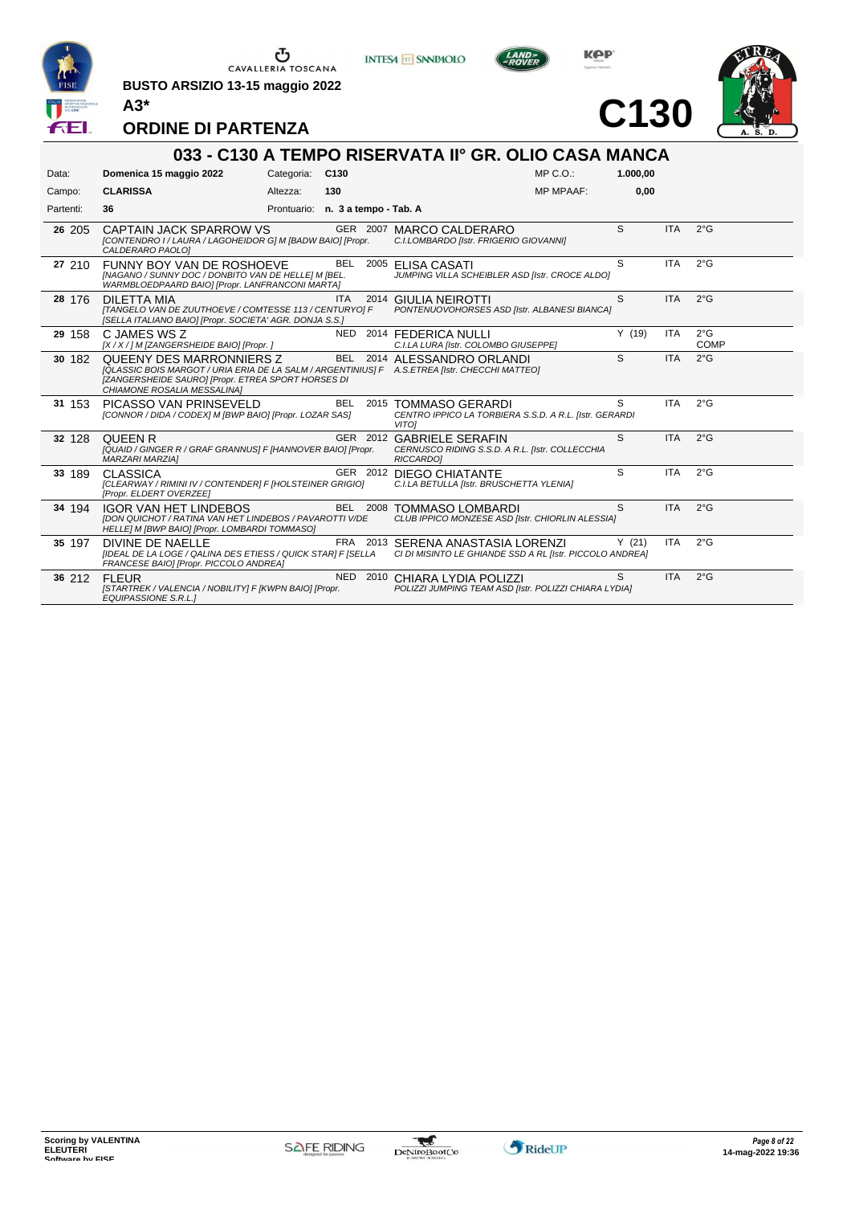BUSTO ARSIZIO 13-15 maggio 2022

A3*

**C130**

## ORDINE DI PARTENZA

# 033 - C130 A TEMPO RISERVATA II° GR. OLIO CASA MANCA

| | | | | | |
|---|---|---|---|---|---|
| Data: | **Domenica 15 maggio 2022** | Categoria: | **C130** | MP C.O.: | **1.000,00** |
| Campo: | **CLARISSA** | Altezza: | **130** | MP MPAAF: | **0,00** |
| Partenti: | **36** | Prontuario: | **n. 3 a tempo - Tab. A** | | |

| N. | Testiera | Cavallo | Naz. | Anno | Cavaliere | | Naz. | Grado |
|---|---|---|---|---|---|---|---|---|
| 26 | 205 | CAPTAIN JACK SPARROW VS *[CONTENDRO I / LAURA / LAGOHEIDOR G] M [BADW BAIO] [Propr. CALDERARO PAOLO]* | GER | 2007 | MARCO CALDERARO *C.I.LOMBARDO [Istr. FRIGERIO GIOVANNI]* | S | ITA | 2°G |
| 27 | 210 | FUNNY BOY VAN DE ROSHOEVE *[NAGANO / SUNNY DOC / DONBITO VAN DE HELLE] M [BEL. WARMBLOEDPAARD BAIO] [Propr. LANFRANCONI MARTA]* | BEL | 2005 | ELISA CASATI *JUMPING VILLA SCHEIBLER ASD [Istr. CROCE ALDO]* | S | ITA | 2°G |
| 28 | 176 | DILETTA MIA *[TANGELO VAN DE ZUUTHOEVE / COMTESSE 113 / CENTURYO] F [SELLA ITALIANO BAIO] [Propr. SOCIETA' AGR. DONJA S.S.]* | ITA | 2014 | GIULIA NEIROTTI *PONTENUOVOHORSES ASD [Istr. ALBANESI BIANCA]* | S | ITA | 2°G |
| 29 | 158 | C JAMES WS Z *[X / X / ] M [ZANGERSHEIDE BAIO] [Propr. ]* | NED | 2014 | FEDERICA NULLI *C.I.LA LURA [Istr. COLOMBO GIUSEPPE]* | Y (19) | ITA | 2°G COMP |
| 30 | 182 | QUEENY DES MARRONNIERS Z *[QLASSIC BOIS MARGOT / URIA ERIA DE LA SALM / ARGENTINIUS] F [ZANGERSHEIDE SAURO] [Propr. ETREA SPORT HORSES DI CHIAMONE ROSALIA MESSALINA]* | BEL | 2014 | ALESSANDRO ORLANDI *A.S.ETREA [Istr. CHECCHI MATTEO]* | S | ITA | 2°G |
| 31 | 153 | PICASSO VAN PRINSEVELD *[CONNOR / DIDA / CODEX] M [BWP BAIO] [Propr. LOZAR SAS]* | BEL | 2015 | TOMMASO GERARDI *CENTRO IPPICO LA TORBIERA S.S.D. A R.L. [Istr. GERARDI VITO]* | S | ITA | 2°G |
| 32 | 128 | QUEEN R *[QUAID / GINGER R / GRAF GRANNUS] F [HANNOVER BAIO] [Propr. MARZARI MARZIA]* | GER | 2012 | GABRIELE SERAFIN *CERNUSCO RIDING S.S.D. A R.L. [Istr. COLLECCHIA RICCARDO]* | S | ITA | 2°G |
| 33 | 189 | CLASSICA *[CLEARWAY / RIMINI IV / CONTENDER] F [HOLSTEINER GRIGIO] [Propr. ELDERT OVERZEE]* | GER | 2012 | DIEGO CHIATANTE *C.I.LA BETULLA [Istr. BRUSCHETTA YLENIA]* | S | ITA | 2°G |
| 34 | 194 | IGOR VAN HET LINDEBOS *[DON QUICHOT / RATINA VAN HET LINDEBOS / PAVAROTTI V/DE HELLE] M [BWP BAIO] [Propr. LOMBARDI TOMMASO]* | BEL | 2008 | TOMMASO LOMBARDI *CLUB IPPICO MONZESE ASD [Istr. CHIORLIN ALESSIA]* | S | ITA | 2°G |
| 35 | 197 | DIVINE DE NAELLE *[IDEAL DE LA LOGE / QALINA DES ETIESS / QUICK STAR] F [SELLA FRANCESE BAIO] [Propr. PICCOLO ANDREA]* | FRA | 2013 | SERENA ANASTASIA LORENZI *CI DI MISINTO LE GHIANDE SSD A RL [Istr. PICCOLO ANDREA]* | Y (21) | ITA | 2°G |
| 36 | 212 | FLEUR *[STARTREK / VALENCIA / NOBILITY] F [KWPN BAIO] [Propr. EQUIPASSIONE S.R.L.]* | NED | 2010 | CHIARA LYDIA POLIZZI *POLIZZI JUMPING TEAM ASD [Istr. POLIZZI CHIARA LYDIA]* | S | ITA | 2°G |

Scoring by VALENTINA ELEUTERI
Software by FISE

14-mag-2022 19:36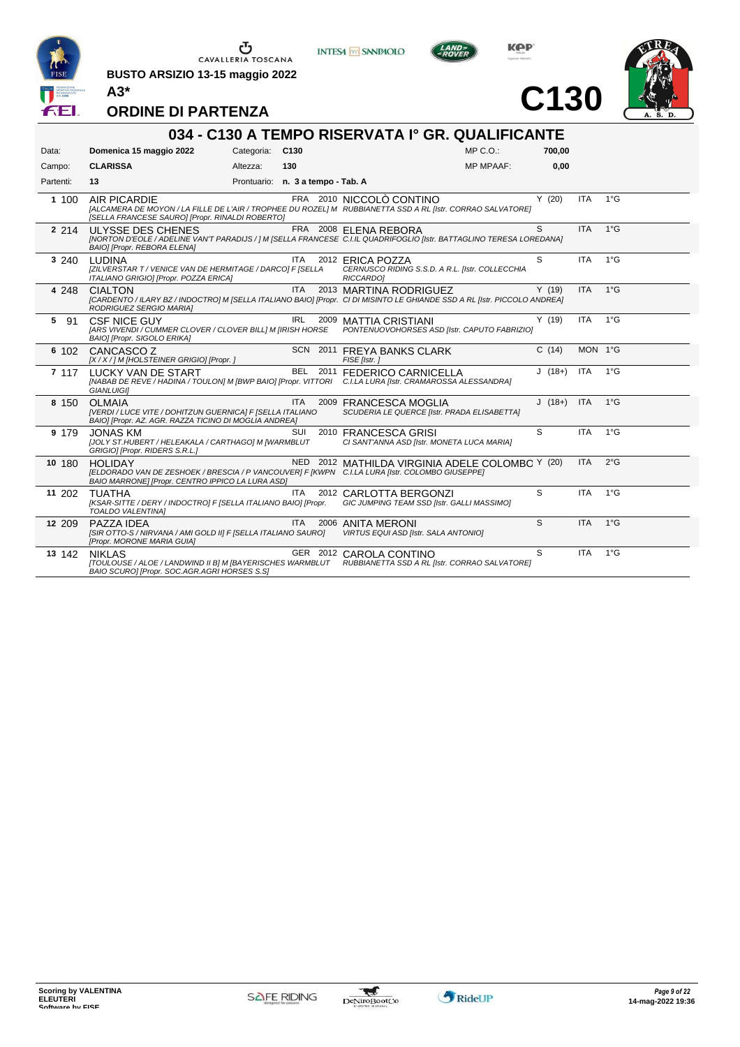CAVALLERIA TOSCANA

**BUSTO ARSIZIO 13-15 maggio 2022**

**A3***

**C130**

## ORDINE DI PARTENZA

### 034 - C130 A TEMPO RISERVATA I° GR. QUALIFICANTE

| | | | | | |
|---|---|---|---|---|---|
| Data: | **Domenica 15 maggio 2022** | Categoria: | **C130** | MP C.O.: | **700,00** |
| Campo: | **CLARISSA** | Altezza: | **130** | MP MPAAF: | **0,00** |
| Partenti: | **13** | Prontuario: | **n. 3 a tempo - Tab. A** | | |

| N. | Testiera | Cavallo | Naz. | Anno | Cavaliere | Cat. | Naz. | Gr. |
|---|---|---|---|---|---|---|---|---|
| 1 | 100 | AIR PICARDIE *[ALCAMERA DE MOYON / LA FILLE DE L'AIR / TROPHEE DU ROZEL] M [SELLA FRANCESE SAURO] [Propr. RINALDI ROBERTO]* | FRA | 2010 | NICCOLÒ CONTINO *RUBBIANETTA SSD A RL [Istr. CORRAO SALVATORE]* | Y (20) | ITA | 1°G |
| 2 | 214 | ULYSSE DES CHENES *[NORTON D'EOLE / ADELINE VAN'T PARADIJS / ] M [SELLA FRANCESE BAIO] [Propr. REBORA ELENA]* | FRA | 2008 | ELENA REBORA *C.I.IL QUADRIFOGLIO [Istr. BATTAGLINO TERESA LOREDANA]* | S | ITA | 1°G |
| 3 | 240 | LUDINA *[ZILVERSTAR T / VENICE VAN DE HERMITAGE / DARCO] F [SELLA ITALIANO GRIGIO] [Propr. POZZA ERICA]* | ITA | 2012 | ERICA POZZA *CERNUSCO RIDING S.S.D. A R.L. [Istr. COLLECCHIA RICCARDO]* | S | ITA | 1°G |
| 4 | 248 | CIALTON *[CARDENTO / ILARY BZ / INDOCTRO] M [SELLA ITALIANO BAIO] [Propr. RODRIGUEZ SERGIO MARIA]* | ITA | 2013 | MARTINA RODRIGUEZ *CI DI MISINTO LE GHIANDE SSD A RL [Istr. PICCOLO ANDREA]* | Y (19) | ITA | 1°G |
| 5 | 91 | CSF NICE GUY *[ARS VIVENDI / CUMMER CLOVER / CLOVER BILL] M [IRISH HORSE BAIO] [Propr. SIGOLO ERIKA]* | IRL | 2009 | MATTIA CRISTIANI *PONTENUOVOHORSES ASD [Istr. CAPUTO FABRIZIO]* | Y (19) | ITA | 1°G |
| 6 | 102 | CANCASCO Z *[X / X / ] M [HOLSTEINER GRIGIO] [Propr. ]* | SCN | 2011 | FREYA BANKS CLARK *FISE [Istr. ]* | C (14) | MON | 1°G |
| 7 | 117 | LUCKY VAN DE START *[NABAB DE REVE / HADINA / TOULON] M [BWP BAIO] [Propr. VITTORI GIANLUIGI]* | BEL | 2011 | FEDERICO CARNICELLA *C.I.LA LURA [Istr. CRAMAROSSA ALESSANDRA]* | J (18+) | ITA | 1°G |
| 8 | 150 | OLMAIA *[VERDI / LUCE VITE / DOHITZUN GUERNICA] F [SELLA ITALIANO BAIO] [Propr. AZ. AGR. RAZZA TICINO DI MOGLIA ANDREA]* | ITA | 2009 | FRANCESCA MOGLIA *SCUDERIA LE QUERCE [Istr. PRADA ELISABETTA]* | J (18+) | ITA | 1°G |
| 9 | 179 | JONAS KM *[JOLY ST.HUBERT / HELEAKALA / CARTHAGO] M [WARMBLUT GRIGIO] [Propr. RIDERS S.R.L.]* | SUI | 2010 | FRANCESCA GRISI *CI SANT'ANNA ASD [Istr. MONETA LUCA MARIA]* | S | ITA | 1°G |
| 10 | 180 | HOLIDAY *[ELDORADO VAN DE ZESHOEK / BRESCIA / P VANCOUVER] F [KWPN BAIO MARRONE] [Propr. CENTRO IPPICO LA LURA ASD]* | NED | 2012 | MATHILDA VIRGINIA ADELE COLOMBO *C.I.LA LURA [Istr. COLOMBO GIUSEPPE]* | Y (20) | ITA | 2°G |
| 11 | 202 | TUATHA *[KSAR-SITTE / DERY / INDOCTRO] F [SELLA ITALIANO BAIO] [Propr. TOALDO VALENTINA]* | ITA | 2012 | CARLOTTA BERGONZI *GIC JUMPING TEAM SSD [Istr. GALLI MASSIMO]* | S | ITA | 1°G |
| 12 | 209 | PAZZA IDEA *[SIR OTTO-S / NIRVANA / AMI GOLD II] F [SELLA ITALIANO SAURO] [Propr. MORONE MARIA GUIA]* | ITA | 2006 | ANITA MERONI *VIRTUS EQUI ASD [Istr. SALA ANTONIO]* | S | ITA | 1°G |
| 13 | 142 | NIKLAS *[TOULOUSE / ALOE / LANDWIND II B] M [BAYERISCHES WARMBLUT BAIO SCURO] [Propr. SOC.AGR.AGRI HORSES S.S]* | GER | 2012 | CAROLA CONTINO *RUBBIANETTA SSD A RL [Istr. CORRAO SALVATORE]* | S | ITA | 1°G |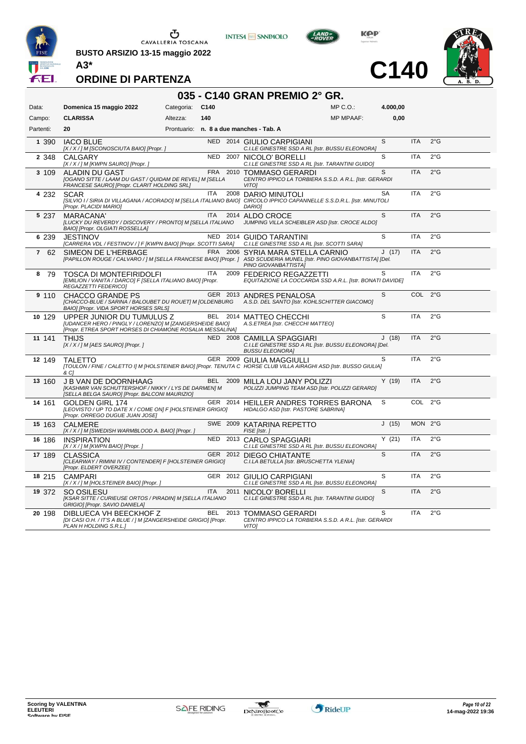CAVALLERIA TOSCANA

**BUSTO ARSIZIO 13-15 maggio 2022**

**A3***

# C140

## ORDINE DI PARTENZA

### 035 - C140 GRAN PREMIO 2° GR.

| | | | | | |
|---|---|---|---|---|---|
| Data: | **Domenica 15 maggio 2022** | Categoria: | **C140** | MP C.O.: | **4.000,00** |
| Campo: | **CLARISSA** | Altezza: | **140** | MP MPAAF: | **0,00** |
| Partenti: | **20** | Prontuario: | **n. 8 a due manches - Tab. A** | | |

| N. | Testiera | Cavallo | Naz. | Anno | Cavaliere | Cat. | Naz. | Gr. |
|---|---|---|---|---|---|---|---|---|
| 1 | 390 | IACO BLUE *[X / X / ] M [SCONOSCIUTA BAIO] [Propr. ]* | NED | 2014 | GIULIO CARPIGIANI *C.I.LE GINESTRE SSD A RL [Istr. BUSSU ELEONORA]* | S | ITA | 2°G |
| 2 | 348 | CALGARY *[X / X / ] M [KWPN SAURO] [Propr. ]* | NED | 2007 | NICOLO' BORELLI *C.I.LE GINESTRE SSD A RL [Istr. TARANTINI GUIDO]* | S | ITA | 2°G |
| 3 | 109 | ALADIN DU GAST *[OGANO SITTE / LAAM DU GAST / QUIDAM DE REVEL] M [SELLA FRANCESE SAURO] [Propr. CLARIT HOLDING SRL]* | FRA | 2010 | TOMMASO GERARDI *CENTRO IPPICO LA TORBIERA S.S.D. A R.L. [Istr. GERARDI VITO]* | S | ITA | 2°G |
| 4 | 232 | SCAR *[SILVIO I / SIRIA DI VILLAGANA / ACORADO] M [SELLA ITALIANO BAIO] [Propr. PLACIDI MARIO]* | ITA | 2008 | DARIO MINUTOLI *CIRCOLO IPPICO CAPANNELLE S.S.D.R.L. [Istr. MINUTOLI DARIO]* | SA | ITA | 2°G |
| 5 | 237 | MARACANA' *[LUCKY DU REVERDY / DISCOVERY / PRONTO] M [SELLA ITALIANO BAIO] [Propr. OLGIATI ROSSELLA]* | ITA | 2014 | ALDO CROCE *JUMPING VILLA SCHEIBLER ASD [Istr. CROCE ALDO]* | S | ITA | 2°G |
| 6 | 239 | JESTINOV *[CARRERA VDL / FESTINOV / ] F [KWPN BAIO] [Propr. SCOTTI SARA]* | NED | 2014 | GUIDO TARANTINI *C.I.LE GINESTRE SSD A RL [Istr. SCOTTI SARA]* | S | ITA | 2°G |
| 7 | 62 | SIMEON DE L'HERBAGE *[PAPILLON ROUGE / CALVARO / ] M [SELLA FRANCESE BAIO] [Propr. ]* | FRA | 2006 | SYRIA MARA STELLA CARNIO *ASD SCUDERIA MUNEL [Istr. PINO GIOVANBATTISTA] [Del. PINO GIOVANBATTISTA]* | J (17) | ITA | 2°G |
| 8 | 79 | TOSCA DI MONTEFIRIDOLFI *[EMILION / VANITA / DARCO] F [SELLA ITALIANO BAIO] [Propr. REGAZZETTI FEDERICO]* | ITA | 2009 | FEDERICO REGAZZETTI *EQUITAZIONE LA COCCARDA SSD A.R.L. [Istr. BONATI DAVIDE]* | S | ITA | 2°G |
| 9 | 110 | CHACCO GRANDE PS *[CHACCO-BLUE / SARINA / BALOUBET DU ROUET] M [OLDENBURG BAIO] [Propr. VIDA SPORT HORSES SRLS]* | GER | 2013 | ANDRES PENALOSA *A.S.D. DEL SANTO [Istr. KOHLSCHITTER GIACOMO]* | S | COL | 2°G |
| 10 | 129 | UPPER JUNIOR DU TUMULUS Z *[UDANCER HERO / PINGLY / LORENZO] M [ZANGERSHEIDE BAIO] [Propr. ETREA SPORT HORSES DI CHIAMONE ROSALIA MESSALINA]* | BEL | 2014 | MATTEO CHECCHI *A.S.ETREA [Istr. CHECCHI MATTEO]* | S | ITA | 2°G |
| 11 | 141 | THIJS *[X / X / ] M [AES SAURO] [Propr. ]* | NED | 2008 | CAMILLA SPAGGIARI *C.I.LE GINESTRE SSD A RL [Istr. BUSSU ELEONORA] [Del. BUSSU ELEONORA]* | J (18) | ITA | 2°G |
| 12 | 149 | TALETTO *[TOULON / FINE / CALETTO I] M [HOLSTEINER BAIO] [Propr. TENUTA C & C]* | GER | 2009 | GIULIA MAGGIULLI *HORSE CLUB VILLA AIRAGHI ASD [Istr. BUSSO GIULIA]* | S | ITA | 2°G |
| 13 | 160 | J B VAN DE DOORNHAAG *[KASHMIR VAN SCHUTTERSHOF / NIKKY / LYS DE DARMEN] M [SELLA BELGA SAURO] [Propr. BALCONI MAURIZIO]* | BEL | 2009 | MILLA LOU JANY POLIZZI *POLIZZI JUMPING TEAM ASD [Istr. POLIZZI GERARD]* | Y (19) | ITA | 2°G |
| 14 | 161 | GOLDEN GIRL 174 *[LEOVISTO / UP TO DATE X / COME ON] F [HOLSTEINER GRIGIO] [Propr. ORREGO DUGUE JUAN JOSE]* | GER | 2014 | HEILLER ANDRES TORRES BARONA *HIDALGO ASD [Istr. PASTORE SABRINA]* | S | COL | 2°G |
| 15 | 163 | CALMERE *[X / X / ] M [SWEDISH WARMBLOOD A. BAIO] [Propr. ]* | SWE | 2009 | KATARINA REPETTO *FISE [Istr. ]* | J (15) | MON | 2°G |
| 16 | 186 | INSPIRATION *[X / X / ] M [KWPN BAIO] [Propr. ]* | NED | 2013 | CARLO SPAGGIARI *C.I.LE GINESTRE SSD A RL [Istr. BUSSU ELEONORA]* | Y (21) | ITA | 2°G |
| 17 | 189 | CLASSICA *[CLEARWAY / RIMINI IV / CONTENDER] F [HOLSTEINER GRIGIO] [Propr. ELDERT OVERZEE]* | GER | 2012 | DIEGO CHIATANTE *C.I.LA BETULLA [Istr. BRUSCHETTA YLENIA]* | S | ITA | 2°G |
| 18 | 215 | CAMPARI *[X / X / ] M [HOLSTEINER BAIO] [Propr. ]* | GER | 2012 | GIULIO CARPIGIANI *C.I.LE GINESTRE SSD A RL [Istr. BUSSU ELEONORA]* | S | ITA | 2°G |
| 19 | 372 | SO OSILESU *[KSAR SITTE / CURIEUSE ORTOS / PIRADIN] M [SELLA ITALIANO GRIGIO] [Propr. SAVIO DANIELA]* | ITA | 2011 | NICOLO' BORELLI *C.I.LE GINESTRE SSD A RL [Istr. TARANTINI GUIDO]* | S | ITA | 2°G |
| 20 | 198 | DIBLUECA VH BEECKHOF Z *[DI CASI O.H. / IT'S A BLUE / ] M [ZANGERSHEIDE GRIGIO] [Propr. PLAN H HOLDING S.R.L.]* | BEL | 2013 | TOMMASO GERARDI *CENTRO IPPICO LA TORBIERA S.S.D. A R.L. [Istr. GERARDI VITO]* | S | ITA | 2°G |

**Scoring by VALENTINA ELEUTERI**
Software by FISE

14-mag-2022 19:36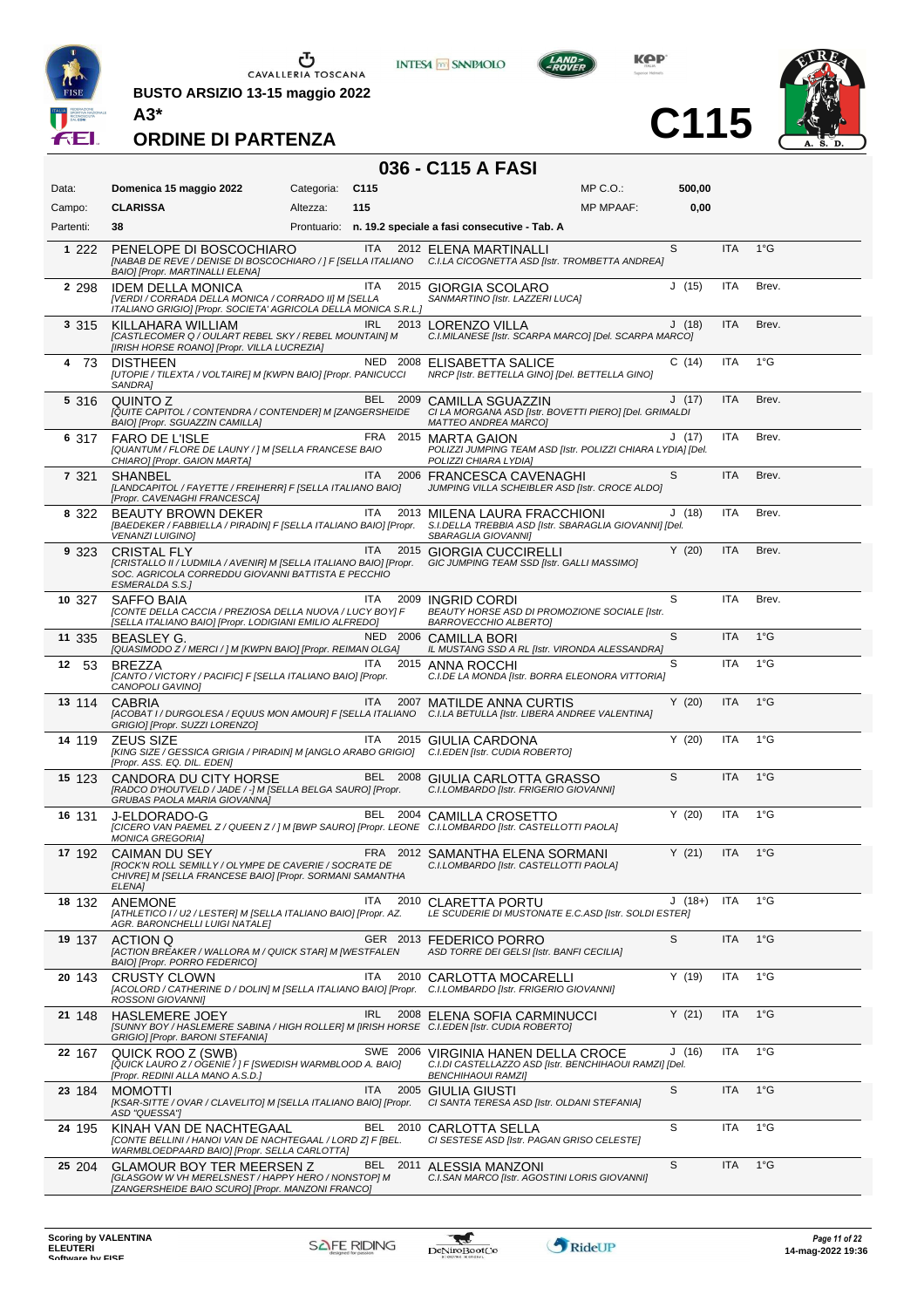BUSTO ARSIZIO 13-15 maggio 2022

**A3***

## ORDINE DI PARTENZA

# C115

## 036 - C115 A FASI

| Data: | Domenica 15 maggio 2022 | Categoria: | C115 | MP C.O.: | 500,00 |
|---|---|---|---|---|---|
| Campo: | CLARISSA | Altezza: | 115 | MP MPAAF: | 0,00 |
| Partenti: | 38 | Prontuario: | n. 19.2 speciale a fasi consecutive - Tab. A | | |

| N. | Testiera | Cavallo | Naz. | Anno | Cavaliere | Cat. | Naz. | Grado |
|---|---|---|---|---|---|---|---|---|
| 1 | 222 | PENELOPE DI BOSCOCHIARO *[NABAB DE REVE / DENISE DI BOSCOCHIARO / ] F [SELLA ITALIANO BAIO] [Propr. MARTINALLI ELENA]* | ITA | 2012 | ELENA MARTINALLI *C.I.LA CICOGNETTA ASD [Istr. TROMBETTA ANDREA]* | S | ITA | 1°G |
| 2 | 298 | IDEM DELLA MONICA *[VERDI / CORRADA DELLA MONICA / CORRADO II] M [SELLA ITALIANO GRIGIO] [Propr. SOCIETA' AGRICOLA DELLA MONICA S.R.L.]* | ITA | 2015 | GIORGIA SCOLARO *SANMARTINO [Istr. LAZZERI LUCA]* | J (15) | ITA | Brev. |
| 3 | 315 | KILLAHARA WILLIAM *[CASTLECOMER Q / OULART REBEL SKY / REBEL MOUNTAIN] M [IRISH HORSE ROANO] [Propr. VILLA LUCREZIA]* | IRL | 2013 | LORENZO VILLA *C.I.MILANESE [Istr. SCARPA MARCO] [Del. SCARPA MARCO]* | J (18) | ITA | Brev. |
| 4 | 73 | DISTHEEN *[UTOPIE / TILEXTA / VOLTAIRE] M [KWPN BAIO] [Propr. PANICUCCI SANDRA]* | NED | 2008 | ELISABETTA SALICE *NRCP [Istr. BETTELLA GINO] [Del. BETTELLA GINO]* | C (14) | ITA | 1°G |
| 5 | 316 | QUINTO Z *[QUITE CAPITOL / CONTENDRA / CONTENDER] M [ZANGERSHEIDE BAIO] [Propr. SGUAZZIN CAMILLA]* | BEL | 2009 | CAMILLA SGUAZZIN *CI LA MORGANA ASD [Istr. BOVETTI PIERO] [Del. GRIMALDI MATTEO ANDREA MARCO]* | J (17) | ITA | Brev. |
| 6 | 317 | FARO DE L'ISLE *[QUANTUM / FLORE DE LAUNY / ] M [SELLA FRANCESE BAIO CHIARO] [Propr. GAION MARTA]* | FRA | 2015 | MARTA GAION *POLIZZI JUMPING TEAM ASD [Istr. POLIZZI CHIARA LYDIA] [Del. POLIZZI CHIARA LYDIA]* | J (17) | ITA | Brev. |
| 7 | 321 | SHANBEL *[LANDCAPITOL / FAYETTE / FREIHERR] F [SELLA ITALIANO BAIO] [Propr. CAVENAGHI FRANCESCA]* | ITA | 2006 | FRANCESCA CAVENAGHI *JUMPING VILLA SCHEIBLER ASD [Istr. CROCE ALDO]* | S | ITA | Brev. |
| 8 | 322 | BEAUTY BROWN DEKER *[BAEDEKER / FABBIELLA / PIRADIN] F [SELLA ITALIANO BAIO] [Propr. VENANZI LUIGINO]* | ITA | 2013 | MILENA LAURA FRACCHIONI *S.I.DELLA TREBBIA ASD [Istr. SBARAGLIA GIOVANNI] [Del. SBARAGLIA GIOVANNI]* | J (18) | ITA | Brev. |
| 9 | 323 | CRISTAL FLY *[CRISTALLO II / LUDMILA / AVENIR] M [SELLA ITALIANO BAIO] [Propr. SOC. AGRICOLA CORREDDU GIOVANNI BATTISTA E PECCHIO ESMERALDA S.S.]* | ITA | 2015 | GIORGIA CUCCIRELLI *GIC JUMPING TEAM SSD [Istr. GALLI MASSIMO]* | Y (20) | ITA | Brev. |
| 10 | 327 | SAFFO BAIA *[CONTE DELLA CACCIA / PREZIOSA DELLA NUOVA / LUCY BOY] F [SELLA ITALIANO BAIO] [Propr. LODIGIANI EMILIO ALFREDO]* | ITA | 2009 | INGRID CORDI *BEAUTY HORSE ASD DI PROMOZIONE SOCIALE [Istr. BARROVECCHIO ALBERTO]* | S | ITA | Brev. |
| 11 | 335 | BEASLEY G. *[QUASIMODO Z / MERCI / ] M [KWPN BAIO] [Propr. REIMAN OLGA]* | NED | 2006 | CAMILLA BORI *IL MUSTANG SSD A RL [Istr. VIRONDA ALESSANDRA]* | S | ITA | 1°G |
| 12 | 53 | BREZZA *[CANTO / VICTORY / PACIFIC] F [SELLA ITALIANO BAIO] [Propr. CANOPOLI GAVINO]* | ITA | 2015 | ANNA ROCCHI *C.I.DE LA MONDA [Istr. BORRA ELEONORA VITTORIA]* | S | ITA | 1°G |
| 13 | 114 | CABRIA *[ACOBAT I / DURGOLESA / EQUUS MON AMOUR] F [SELLA ITALIANO GRIGIO] [Propr. SUZZI LORENZO]* | ITA | 2007 | MATILDE ANNA CURTIS *C.I.LA BETULLA [Istr. LIBERA ANDREE VALENTINA]* | Y (20) | ITA | 1°G |
| 14 | 119 | ZEUS SIZE *[KING SIZE / GESSICA GRIGIA / PIRADIN] M [ANGLO ARABO GRIGIO] [Propr. ASS. EQ. DIL. EDEN]* | ITA | 2015 | GIULIA CARDONA *C.I.EDEN [Istr. CUDIA ROBERTO]* | Y (20) | ITA | 1°G |
| 15 | 123 | CANDORA DU CITY HORSE *[RADCO D'HOUTVELD / JADE / -] M [SELLA BELGA SAURO] [Propr. GRUBAS PAOLA MARIA GIOVANNA]* | BEL | 2008 | GIULIA CARLOTTA GRASSO *C.I.LOMBARDO [Istr. FRIGERIO GIOVANNI]* | S | ITA | 1°G |
| 16 | 131 | J-ELDORADO-G *[CICERO VAN PAEMEL Z / QUEEN Z / ] M [BWP SAURO] [Propr. LEONE MONICA GREGORIA]* | BEL | 2004 | CAMILLA CROSETTO *C.I.LOMBARDO [Istr. CASTELLOTTI PAOLA]* | Y (20) | ITA | 1°G |
| 17 | 192 | CAIMAN DU SEY *[ROCK'N ROLL SEMILLY / OLYMPE DE CAVERIE / SOCRATE DE CHIVRE] M [SELLA FRANCESE BAIO] [Propr. SORMANI SAMANTHA ELENA]* | FRA | 2012 | SAMANTHA ELENA SORMANI *C.I.LOMBARDO [Istr. CASTELLOTTI PAOLA]* | Y (21) | ITA | 1°G |
| 18 | 132 | ANEMONE *[ATHLETICO I / U2 / LESTER] M [SELLA ITALIANO BAIO] [Propr. AZ. AGR. BARONCHELLI LUIGI NATALE]* | ITA | 2010 | CLARETTA PORTU *LE SCUDERIE DI MUSTONATE E.C.ASD [Istr. SOLDI ESTER]* | J (18+) | ITA | 1°G |
| 19 | 137 | ACTION Q *[ACTION BREAKER / WALLORA M / QUICK STAR] M [WESTFALEN BAIO] [Propr. PORRO FEDERICO]* | GER | 2013 | FEDERICO PORRO *ASD TORRE DEI GELSI [Istr. BANFI CECILIA]* | S | ITA | 1°G |
| 20 | 143 | CRUSTY CLOWN *[ACOLORD / CATHERINE D / DOLIN] M [SELLA ITALIANO BAIO] [Propr. ROSSONI GIOVANNI]* | ITA | 2010 | CARLOTTA MOCARELLI *C.I.LOMBARDO [Istr. FRIGERIO GIOVANNI]* | Y (19) | ITA | 1°G |
| 21 | 148 | HASLEMERE JOEY *[SUNNY BOY / HASLEMERE SABINA / HIGH ROLLER] M [IRISH HORSE GRIGIO] [Propr. BARONI STEFANIA]* | IRL | 2008 | ELENA SOFIA CARMINUCCI *C.I.EDEN [Istr. CUDIA ROBERTO]* | Y (21) | ITA | 1°G |
| 22 | 167 | QUICK ROO Z (SWB) *[QUICK LAURO Z / OGENIE / ] F [SWEDISH WARMBLOOD A. BAIO] [Propr. REDINI ALLA MANO A.S.D.]* | SWE | 2006 | VIRGINIA HANEN DELLA CROCE *C.I.DI CASTELLAZZO ASD [Istr. BENCHIHAOUI RAMZI] [Del. BENCHIHAOUI RAMZI]* | J (16) | ITA | 1°G |
| 23 | 184 | MOMOTTI *[KSAR-SITTE / OVAR / CLAVELITO] M [SELLA ITALIANO BAIO] [Propr. ASD "QUESSA"]* | ITA | 2005 | GIULIA GIUSTI *CI SANTA TERESA ASD [Istr. OLDANI STEFANIA]* | S | ITA | 1°G |
| 24 | 195 | KINAH VAN DE NACHTEGAAL *[CONTE BELLINI / HANOI VAN DE NACHTEGAAL / LORD Z] F [BEL. WARMBLOEDPAARD BAIO] [Propr. SELLA CARLOTTA]* | BEL | 2010 | CARLOTTA SELLA *CI SESTESE ASD [Istr. PAGAN GRISO CELESTE]* | S | ITA | 1°G |
| 25 | 204 | GLAMOUR BOY TER MEERSEN Z *[GLASGOW W VH MERELSNEST / HAPPY HERO / NONSTOP] M [ZANGERSHEIDE BAIO SCURO] [Propr. MANZONI FRANCO]* | BEL | 2011 | ALESSIA MANZONI *C.I.SAN MARCO [Istr. AGOSTINI LORIS GIOVANNI]* | S | ITA | 1°G |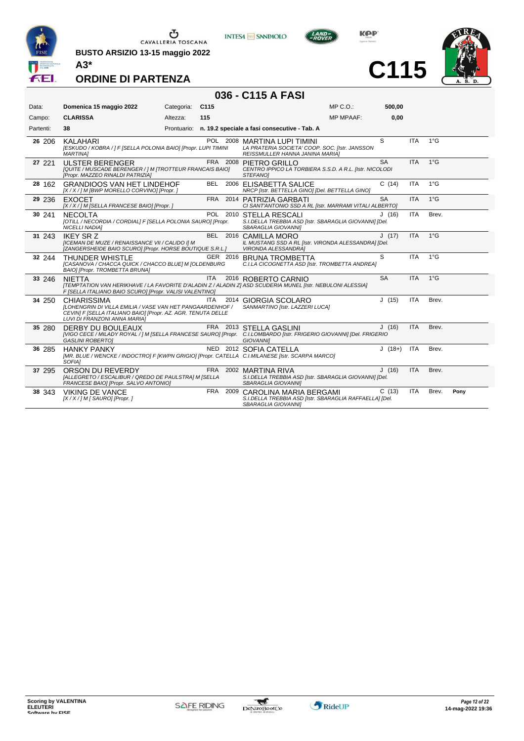BUSTO ARSIZIO 13-15 maggio 2022

**A3***

## ORDINE DI PARTENZA

# C115

## 036 - C115 A FASI

| | | | | | |
|---|---|---|---|---|---|
| Data: | **Domenica 15 maggio 2022** | Categoria: | **C115** | MP C.O.: | **500,00** |
| Campo: | **CLARISSA** | Altezza: | **115** | MP MPAAF: | **0,00** |
| Partenti: | **38** | Prontuario: | **n. 19.2 speciale a fasi consecutive - Tab. A** | | |

| N. | Testiera | Cavallo | Naz. | Anno | Cavaliere | Cat. | Naz. | Grado | |
|---|---|---|---|---|---|---|---|---|---|
| 26 | 206 | KALAHARI *[ESKUDO / KOBRA / ] F [SELLA POLONIA BAIO] [Propr. LUPI TIMINI MARTINA]* | POL | 2008 | MARTINA LUPI TIMINI *LA PRATERIA SOCIETA' COOP. SOC. [Istr. JANSSON REISSMULLER HANNA JANINA MARIA]* | S | ITA | 1°G | |
| 27 | 221 | ULSTER BERENGER *[QUITE / MUSCADE BERENGER / ] M [TROTTEUR FRANCAIS BAIO] [Propr. MAZZEO RINALDI PATRIZIA]* | FRA | 2008 | PIETRO GRILLO *CENTRO IPPICO LA TORBIERA S.S.D. A R.L. [Istr. NICOLODI STEFANO]* | SA | ITA | 1°G | |
| 28 | 162 | GRANDIOOS VAN HET LINDEHOF *[X / X / ] M [BWP MORELLO CORVINO] [Propr. ]* | BEL | 2006 | ELISABETTA SALICE *NRCP [Istr. BETTELLA GINO] [Del. BETTELLA GINO]* | C (14) | ITA | 1°G | |
| 29 | 236 | EXOCET *[X / X / ] M [SELLA FRANCESE BAIO] [Propr. ]* | FRA | 2014 | PATRIZIA GARBATI *CI SANT'ANTONIO SSD A RL [Istr. MARRAMI VITALI ALBERTO]* | SA | ITA | 1°G | |
| 30 | 241 | NECOLTA *[OTILL / NECORDIA / CORDIAL] F [SELLA POLONIA SAURO] [Propr. NICELLI NADIA]* | POL | 2010 | STELLA RESCALI *S.I.DELLA TREBBIA ASD [Istr. SBARAGLIA GIOVANNI] [Del. SBARAGLIA GIOVANNI]* | J (16) | ITA | Brev. | |
| 31 | 243 | IKEY SR Z *[ICEMAN DE MUZE / RENAISSANCE VII / CALIDO I] M [ZANGERSHEIDE BAIO SCURO] [Propr. HORSE BOUTIQUE S.R.L.]* | BEL | 2016 | CAMILLA MORO *IL MUSTANG SSD A RL [Istr. VIRONDA ALESSANDRA] [Del. VIRONDA ALESSANDRA]* | J (17) | ITA | 1°G | |
| 32 | 244 | THUNDER WHISTLE *[CASANOVA / CHACCA QUICK / CHACCO BLUE] M [OLDENBURG BAIO] [Propr. TROMBETTA BRUNA]* | GER | 2016 | BRUNA TROMBETTA *C.I.LA CICOGNETTA ASD [Istr. TROMBETTA ANDREA]* | S | ITA | 1°G | |
| 33 | 246 | NIETTA *[TEMPTATION VAN HERIKHAVE / LA FAVORITE D'ALADIN Z / ALADIN Z] F [SELLA ITALIANO BAIO SCURO] [Propr. VALISI VALENTINO]* | ITA | 2016 | ROBERTO CARNIO *ASD SCUDERIA MUNEL [Istr. NEBULONI ALESSIA]* | SA | ITA | 1°G | |
| 34 | 250 | CHIARISSIMA *[LOHENGRIN DI VILLA EMILIA / VASE VAN HET PANGAARDENHOF / CEVIN] F [SELLA ITALIANO BAIO] [Propr. AZ. AGR. TENUTA DELLE LUVI DI FRANZONI ANNA MARIA]* | ITA | 2014 | GIORGIA SCOLARO *SANMARTINO [Istr. LAZZERI LUCA]* | J (15) | ITA | Brev. | |
| 35 | 280 | DERBY DU BOULEAUX *[VIGO CECE / MILADY ROYAL / ] M [SELLA FRANCESE SAURO] [Propr. GASLINI ROBERTO]* | FRA | 2013 | STELLA GASLINI *C.I.LOMBARDO [Istr. FRIGERIO GIOVANNI] [Del. FRIGERIO GIOVANNI]* | J (16) | ITA | Brev. | |
| 36 | 285 | HANKY PANKY *[MR. BLUE / WENCKE / INDOCTRO] F [KWPN GRIGIO] [Propr. CATELLA SOFIA]* | NED | 2012 | SOFIA CATELLA *C.I.MILANESE [Istr. SCARPA MARCO]* | J (18+) | ITA | Brev. | |
| 37 | 295 | ORSON DU REVERDY *[ALLEGRETO / ESCALIBUR / QREDO DE PAULSTRA] M [SELLA FRANCESE BAIO] [Propr. SALVO ANTONIO]* | FRA | 2002 | MARTINA RIVA *S.I.DELLA TREBBIA ASD [Istr. SBARAGLIA GIOVANNI] [Del. SBARAGLIA GIOVANNI]* | J (16) | ITA | Brev. | |
| 38 | 343 | VIKING DE VANCE *[X / X / ] M [ SAURO] [Propr. ]* | FRA | 2009 | CAROLINA MARIA BERGAMI *S.I.DELLA TREBBIA ASD [Istr. SBARAGLIA RAFFAELLA] [Del. SBARAGLIA GIOVANNI]* | C (13) | ITA | Brev. | Pony |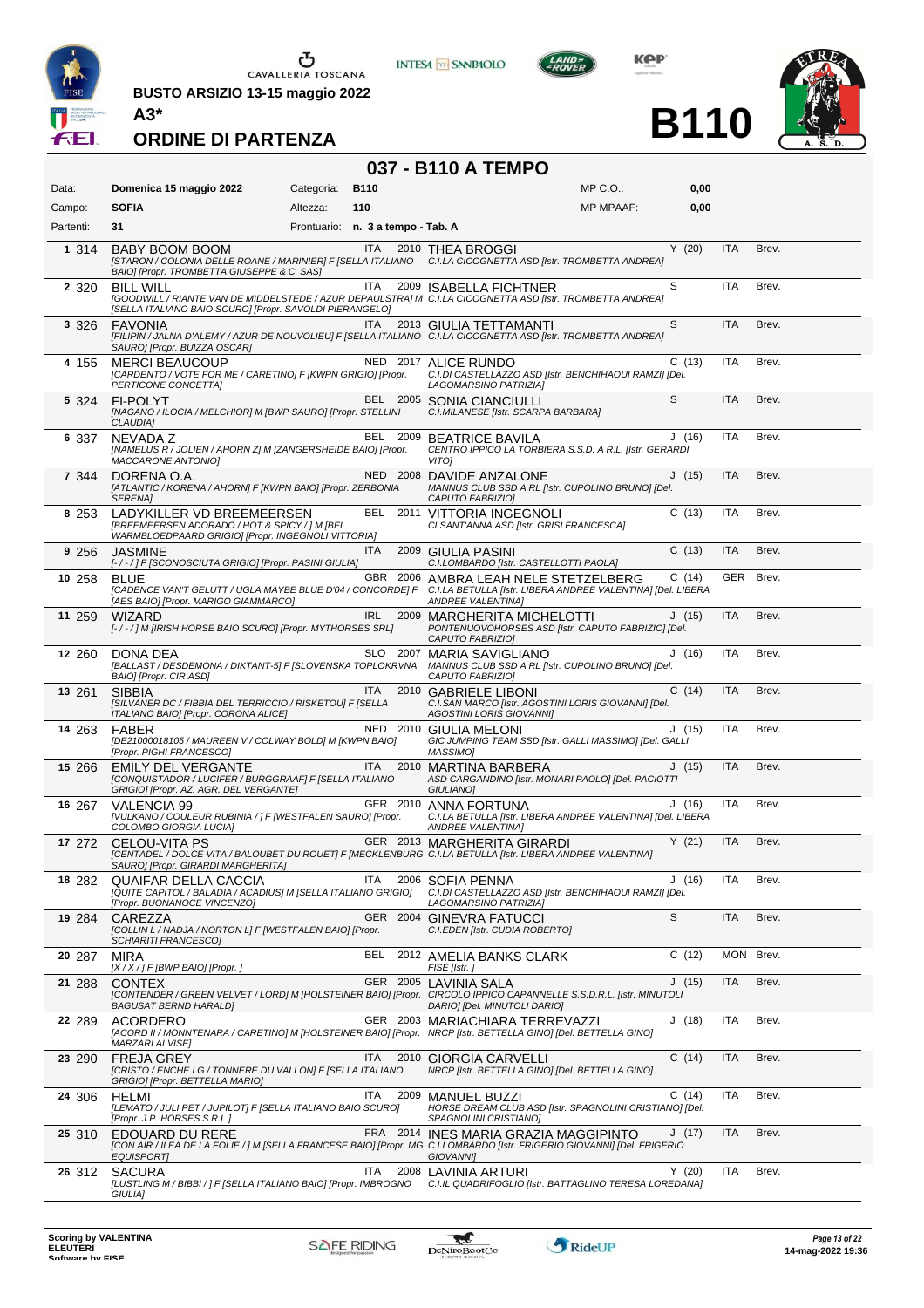BUSTO ARSIZIO 13-15 maggio 2022

A3*

# ORDINE DI PARTENZA

B110

## 037 - B110 A TEMPO

| | | | | | |
|---|---|---|---|---|---|
| Data: | Domenica 15 maggio 2022 | Categoria: | B110 | MP C.O.: | 0,00 |
| Campo: | SOFIA | Altezza: | 110 | MP MPAAF: | 0,00 |
| Partenti: | 31 | Prontuario: | n. 3 a tempo - Tab. A | | |

| N. | Testiera | Cavallo | Naz. | Anno | Cavaliere | Cat. | Naz. | Pat. |
|---|---|---|---|---|---|---|---|---|
| 1 | 314 | BABY BOOM BOOM *[STARON / COLONIA DELLE ROANE / MARINIER] F [SELLA ITALIANO BAIO] [Propr. TROMBETTA GIUSEPPE & C. SAS]* | ITA | 2010 | THEA BROGGI *C.I.LA CICOGNETTA ASD [Istr. TROMBETTA ANDREA]* | Y (20) | ITA | Brev. |
| 2 | 320 | BILL WILL *[GOODWILL / RIANTE VAN DE MIDDELSTEDE / AZUR DEPAULSTRA] M [SELLA ITALIANO BAIO SCURO] [Propr. SAVOLDI PIERANGELO]* | ITA | 2009 | ISABELLA FICHTNER *C.I.LA CICOGNETTA ASD [Istr. TROMBETTA ANDREA]* | S | ITA | Brev. |
| 3 | 326 | FAVONIA *[FILIPIN / JALNA D'ALEMY / AZUR DE NOUVOLIEU] F [SELLA ITALIANO SAURO] [Propr. BUIZZA OSCAR]* | ITA | 2013 | GIULIA TETTAMANTI *C.I.LA CICOGNETTA ASD [Istr. TROMBETTA ANDREA]* | S | ITA | Brev. |
| 4 | 155 | MERCI BEAUCOUP *[CARDENTO / VOTE FOR ME / CARETINO] F [KWPN GRIGIO] [Propr. PERTICONE CONCETTA]* | NED | 2017 | ALICE RUNDO *C.I.DI CASTELLAZZO ASD [Istr. BENCHIHAOUI RAMZI] [Del. LAGOMARSINO PATRIZIA]* | C (13) | ITA | Brev. |
| 5 | 324 | FI-POLYT *[NAGANO / ILOCIA / MELCHIOR] M [BWP SAURO] [Propr. STELLINI CLAUDIA]* | BEL | 2005 | SONIA CIANCIULLI *C.I.MILANESE [Istr. SCARPA BARBARA]* | S | ITA | Brev. |
| 6 | 337 | NEVADA Z *[NAMELUS R / JOLIEN / AHORN Z] M [ZANGERSHEIDE BAIO] [Propr. MACCARONE ANTONIO]* | BEL | 2009 | BEATRICE BAVILA *CENTRO IPPICO LA TORBIERA S.S.D. A R.L. [Istr. GERARDI VITO]* | J (16) | ITA | Brev. |
| 7 | 344 | DORENA O.A. *[ATLANTIC / KORENA / AHORN] F [KWPN BAIO] [Propr. ZERBONIA SERENA]* | NED | 2008 | DAVIDE ANZALONE *MANNUS CLUB SSD A RL [Istr. CUPOLINO BRUNO] [Del. CAPUTO FABRIZIO]* | J (15) | ITA | Brev. |
| 8 | 253 | LADYKILLER VD BREEMEERSEN *[BREEMEERSEN ADORADO / HOT & SPICY / ] M [BEL. WARMBLOEDPAARD GRIGIO] [Propr. INGEGNOLI VITTORIA]* | BEL | 2011 | VITTORIA INGEGNOLI *CI SANT'ANNA ASD [Istr. GRISI FRANCESCA]* | C (13) | ITA | Brev. |
| 9 | 256 | JASMINE *[- / - / ] F [SCONOSCIUTA GRIGIO] [Propr. PASINI GIULIA]* | ITA | 2009 | GIULIA PASINI *C.I.LOMBARDO [Istr. CASTELLOTTI PAOLA]* | C (13) | ITA | Brev. |
| 10 | 258 | BLUE *[CADENCE VAN'T GELUTT / UGLA MAYBE BLUE D'04 / CONCORDE] F [AES BAIO] [Propr. MARIGO GIAMMARCO]* | GBR | 2006 | AMBRA LEAH NELE STETZELBERG *C.I.LA BETULLA [Istr. LIBERA ANDREE VALENTINA] [Del. LIBERA ANDREE VALENTINA]* | C (14) | GER | Brev. |
| 11 | 259 | WIZARD *[- / - / ] M [IRISH HORSE BAIO SCURO] [Propr. MYTHORSES SRL]* | IRL | 2009 | MARGHERITA MICHELOTTI *PONTENUOVOHORSES ASD [Istr. CAPUTO FABRIZIO] [Del. CAPUTO FABRIZIO]* | J (15) | ITA | Brev. |
| 12 | 260 | DONA DEA *[BALLAST / DESDEMONA / DIKTANT-5] F [SLOVENSKA TOPLOKRVNA BAIO] [Propr. CIR ASD]* | SLO | 2007 | MARIA SAVIGLIANO *MANNUS CLUB SSD A RL [Istr. CUPOLINO BRUNO] [Del. CAPUTO FABRIZIO]* | J (16) | ITA | Brev. |
| 13 | 261 | SIBBIA *[SILVANER DC / FIBBIA DEL TERRICCIO / RISKETOU] F [SELLA ITALIANO BAIO] [Propr. CORONA ALICE]* | ITA | 2010 | GABRIELE LIBONI *C.I.SAN MARCO [Istr. AGOSTINI LORIS GIOVANNI] [Del. AGOSTINI LORIS GIOVANNI]* | C (14) | ITA | Brev. |
| 14 | 263 | FABER *[DE21000018105 / MAUREEN V / COLWAY BOLD] M [KWPN BAIO] [Propr. PIGHI FRANCESCO]* | NED | 2010 | GIULIA MELONI *GIC JUMPING TEAM SSD [Istr. GALLI MASSIMO] [Del. GALLI MASSIMO]* | J (15) | ITA | Brev. |
| 15 | 266 | EMILY DEL VERGANTE *[CONQUISTADOR / LUCIFER / BURGGRAAF] F [SELLA ITALIANO GRIGIO] [Propr. AZ. AGR. DEL VERGANTE]* | ITA | 2010 | MARTINA BARBERA *ASD CARGANDINO [Istr. MONARI PAOLO] [Del. PACIOTTI GIULIANO]* | J (15) | ITA | Brev. |
| 16 | 267 | VALENCIA 99 *[VULKANO / COULEUR RUBINIA / ] F [WESTFALEN SAURO] [Propr. COLOMBO GIORGIA LUCIA]* | GER | 2010 | ANNA FORTUNA *C.I.LA BETULLA [Istr. LIBERA ANDREE VALENTINA] [Del. LIBERA ANDREE VALENTINA]* | J (16) | ITA | Brev. |
| 17 | 272 | CELOU-VITA PS *[CENTADEL / DOLCE VITA / BALOUBET DU ROUET] F [MECKLENBURG SAURO] [Propr. GIRARDI MARGHERITA]* | GER | 2013 | MARGHERITA GIRARDI *C.I.LA BETULLA [Istr. LIBERA ANDREE VALENTINA]* | Y (21) | ITA | Brev. |
| 18 | 282 | QUAIFAR DELLA CACCIA *[QUITE CAPITOL / BALADIA / ACADIUS] M [SELLA ITALIANO GRIGIO] [Propr. BUONANOCE VINCENZO]* | ITA | 2006 | SOFIA PENNA *C.I.DI CASTELLAZZO ASD [Istr. BENCHIHAOUI RAMZI] [Del. LAGOMARSINO PATRIZIA]* | J (16) | ITA | Brev. |
| 19 | 284 | CAREZZA *[COLLIN L / NADJA / NORTON L] F [WESTFALEN BAIO] [Propr. SCHIARITI FRANCESCO]* | GER | 2004 | GINEVRA FATUCCI *C.I.EDEN [Istr. CUDIA ROBERTO]* | S | ITA | Brev. |
| 20 | 287 | MIRA *[X / X / ] F [BWP BAIO] [Propr. ]* | BEL | 2012 | AMELIA BANKS CLARK *FISE [Istr. ]* | C (12) | MON | Brev. |
| 21 | 288 | CONTEX *[CONTENDER / GREEN VELVET / LORD] M [HOLSTEINER BAIO] [Propr. BAGUSAT BERND HARALD]* | GER | 2005 | LAVINIA SALA *CIRCOLO IPPICO CAPANNELLE S.S.D.R.L. [Istr. MINUTOLI DARIO] [Del. MINUTOLI DARIO]* | J (15) | ITA | Brev. |
| 22 | 289 | ACORDERO *[ACORD II / MONNTENARA / CARETINO] M [HOLSTEINER BAIO] [Propr. MARZARI ALVISE]* | GER | 2003 | MARIACHIARA TERREVAZZI *NRCP [Istr. BETTELLA GINO] [Del. BETTELLA GINO]* | J (18) | ITA | Brev. |
| 23 | 290 | FREJA GREY *[CRISTO / ENCHE LG / TONNERE DU VALLON] F [SELLA ITALIANO GRIGIO] [Propr. BETTELLA MARIO]* | ITA | 2010 | GIORGIA CARVELLI *NRCP [Istr. BETTELLA GINO] [Del. BETTELLA GINO]* | C (14) | ITA | Brev. |
| 24 | 306 | HELMI *[LEMATO / JULI PET / JUPILOT] F [SELLA ITALIANO BAIO SCURO] [Propr. J.P. HORSES S.R.L.]* | ITA | 2009 | MANUEL BUZZI *HORSE DREAM CLUB ASD [Istr. SPAGNOLINI CRISTIANO] [Del. SPAGNOLINI CRISTIANO]* | C (14) | ITA | Brev. |
| 25 | 310 | EDOUARD DU RERE *[CON AIR / ILEA DE LA FOLIE / ] M [SELLA FRANCESE BAIO] [Propr. MG EQUISPORT]* | FRA | 2014 | INES MARIA GRAZIA MAGGIPINTO *C.I.LOMBARDO [Istr. FRIGERIO GIOVANNI] [Del. FRIGERIO GIOVANNI]* | J (17) | ITA | Brev. |
| 26 | 312 | SACURA *[LUSTLING M / BIBBI / ] F [SELLA ITALIANO BAIO] [Propr. IMBROGNO GIULIA]* | ITA | 2008 | LAVINIA ARTURI *C.I.IL QUADRIFOGLIO [Istr. BATTAGLINO TERESA LOREDANA]* | Y (20) | ITA | Brev. |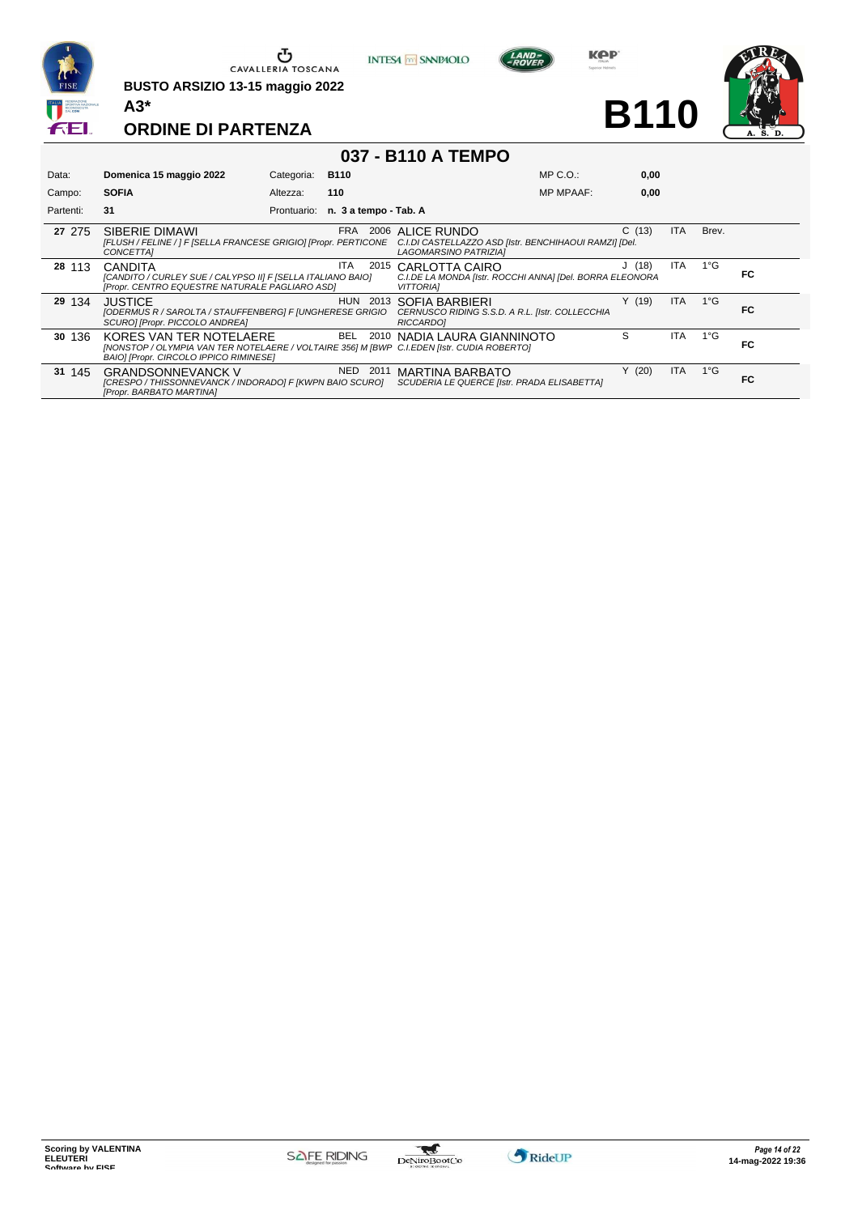CAVALLERIA TOSCANA

**BUSTO ARSIZIO 13-15 maggio 2022**

**A3***

**ORDINE DI PARTENZA**

**B110**

## 037 - B110 A TEMPO

| | | | | | |
|---|---|---|---|---|---|
| Data: | **Domenica 15 maggio 2022** | Categoria: | **B110** | MP C.O.: | **0,00** |
| Campo: | **SOFIA** | Altezza: | **110** | MP MPAAF: | **0,00** |
| Partenti: | **31** | Prontuario: | **n. 3 a tempo - Tab. A** | | |

| N. | Pett. | Cavallo | Naz. | Anno | Cavaliere | Cat. | Naz. | Brev. | |
|---|---|---|---|---|---|---|---|---|---|
| **27** | 275 | SIBERIE DIMAWI *[FLUSH / FELINE / ] F [SELLA FRANCESE GRIGIO] [Propr. PERTICONE CONCETTA]* | FRA | 2006 | ALICE RUNDO *C.I.DI CASTELLAZZO ASD [Istr. BENCHIHAOUI RAMZI] [Del. LAGOMARSINO PATRIZIA]* | C (13) | ITA | Brev. | |
| **28** | 113 | CANDITA *[CANDITO / CURLEY SUE / CALYPSO II] F [SELLA ITALIANO BAIO] [Propr. CENTRO EQUESTRE NATURALE PAGLIARO ASD]* | ITA | 2015 | CARLOTTA CAIRO *C.I.DE LA MONDA [Istr. ROCCHI ANNA] [Del. BORRA ELEONORA VITTORIA]* | J (18) | ITA | 1°G | **FC** |
| **29** | 134 | JUSTICE *[ODERMUS R / SAROLTA / STAUFFENBERG] F [UNGHERESE GRIGIO SCURO] [Propr. PICCOLO ANDREA]* | HUN | 2013 | SOFIA BARBIERI *CERNUSCO RIDING S.S.D. A R.L. [Istr. COLLECCHIA RICCARDO]* | Y (19) | ITA | 1°G | **FC** |
| **30** | 136 | KORES VAN TER NOTELAERE *[NONSTOP / OLYMPIA VAN TER NOTELAERE / VOLTAIRE 356] M [BWP BAIO] [Propr. CIRCOLO IPPICO RIMINESE]* | BEL | 2010 | NADIA LAURA GIANNINOTO *C.I.EDEN [Istr. CUDIA ROBERTO]* | S | ITA | 1°G | **FC** |
| **31** | 145 | GRANDSONNEVANCK V *[CRESPO / THISSONNEVANCK / INDORADO] F [KWPN BAIO SCURO] [Propr. BARBATO MARTINA]* | NED | 2011 | MARTINA BARBATO *SCUDERIA LE QUERCE [Istr. PRADA ELISABETTA]* | Y (20) | ITA | 1°G | **FC** |

**Scoring by VALENTINA ELEUTERI**
**Software by FISE**

**14-mag-2022 19:36**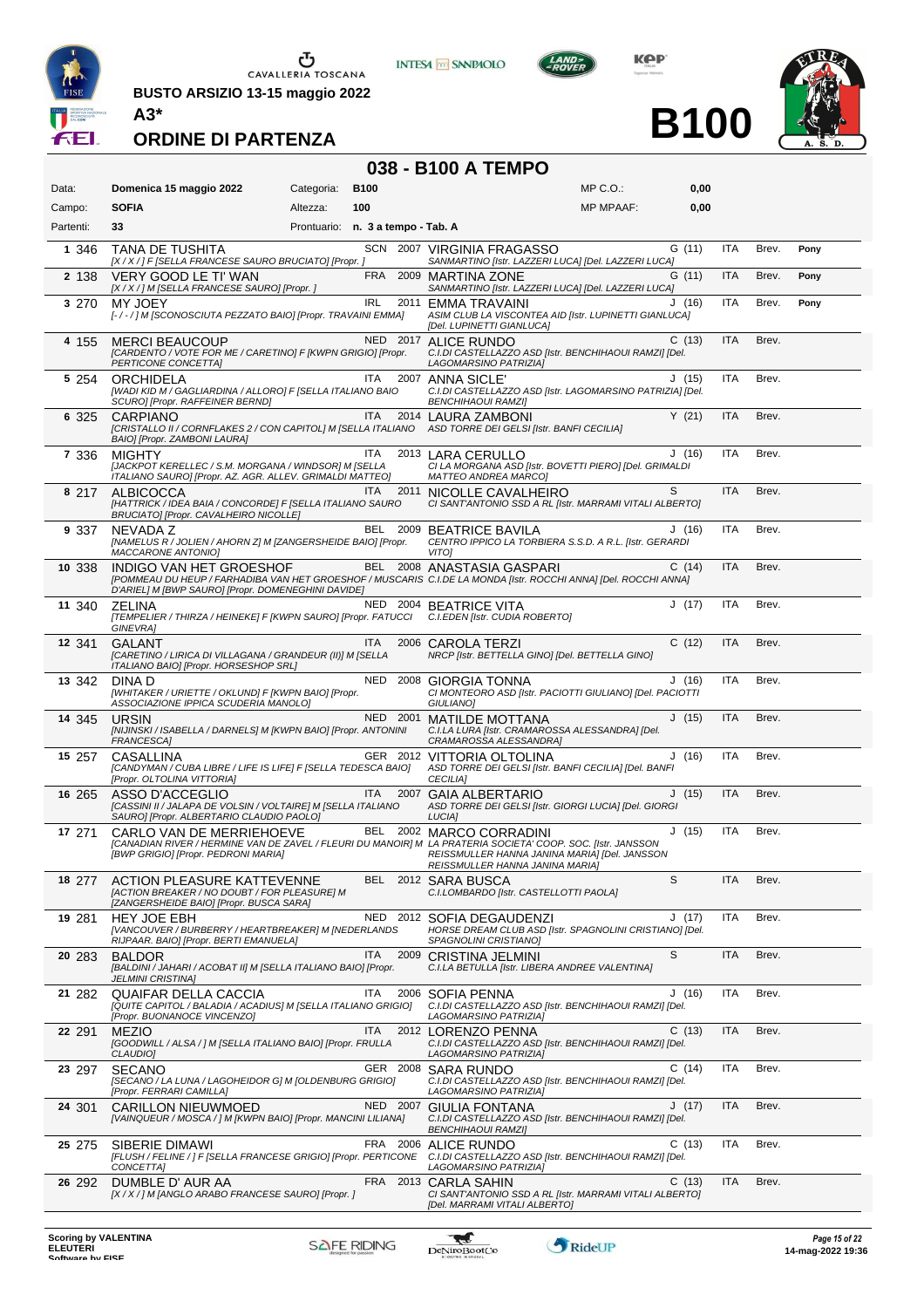BUSTO ARSIZIO 13-15 maggio 2022

**A3***

# ORDINE DI PARTENZA

# B100

## 038 - B100 A TEMPO

| | | | | | |
|---|---|---|---|---|---|
| Data: | Domenica 15 maggio 2022 | Categoria: | B100 | MP C.O.: | 0,00 |
| Campo: | SOFIA | Altezza: | 100 | MP MPAAF: | 0,00 |
| Partenti: | 33 | Prontuario: | n. 3 a tempo - Tab. A | | |

| N. | Testiera | Cavallo | Naz. | Anno | Cavaliere | Cat. | Naz. | Brev. | |
|---|---|---|---|---|---|---|---|---|---|
| 1 | 346 | TANA DE TUSHITA *[X / X / ] F [SELLA FRANCESE SAURO BRUCIATO] [Propr. ]* | SCN | 2007 | VIRGINIA FRAGASSO *SANMARTINO [Istr. LAZZERI LUCA] [Del. LAZZERI LUCA]* | G (11) | ITA | Brev. | Pony |
| 2 | 138 | VERY GOOD LE TI' WAN *[X / X / ] M [SELLA FRANCESE SAURO] [Propr. ]* | FRA | 2009 | MARTINA ZONE *SANMARTINO [Istr. LAZZERI LUCA] [Del. LAZZERI LUCA]* | G (11) | ITA | Brev. | Pony |
| 3 | 270 | MY JOEY *[- / - / ] M [SCONOSCIUTA PEZZATO BAIO] [Propr. TRAVAINI EMMA]* | IRL | 2011 | EMMA TRAVAINI *ASIM CLUB LA VISCONTEA AID [Istr. LUPINETTI GIANLUCA] [Del. LUPINETTI GIANLUCA]* | J (16) | ITA | Brev. | Pony |
| 4 | 155 | MERCI BEAUCOUP *[CARDENTO / VOTE FOR ME / CARETINO] F [KWPN GRIGIO] [Propr. PERTICONE CONCETTA]* | NED | 2017 | ALICE RUNDO *C.I.DI CASTELLAZZO ASD [Istr. BENCHIHAOUI RAMZI] [Del. LAGOMARSINO PATRIZIA]* | C (13) | ITA | Brev. | |
| 5 | 254 | ORCHIDELA *[WADI KID M / GAGLIARDINA / ALLORO] F [SELLA ITALIANO BAIO SCURO] [Propr. RAFFEINER BERND]* | ITA | 2007 | ANNA SICLE' *C.I.DI CASTELLAZZO ASD [Istr. LAGOMARSINO PATRIZIA] [Del. BENCHIHAOUI RAMZI]* | J (15) | ITA | Brev. | |
| 6 | 325 | CARPIANO *[CRISTALLO II / CORNFLAKES 2 / CON CAPITOL] M [SELLA ITALIANO BAIO] [Propr. ZAMBONI LAURA]* | ITA | 2014 | LAURA ZAMBONI *ASD TORRE DEI GELSI [Istr. BANFI CECILIA]* | Y (21) | ITA | Brev. | |
| 7 | 336 | MIGHTY *[JACKPOT KERELLEC / S.M. MORGANA / WINDSOR] M [SELLA ITALIANO SAURO] [Propr. AZ. AGR. ALLEV. GRIMALDI MATTEO]* | ITA | 2013 | LARA CERULLO *CI LA MORGANA ASD [Istr. BOVETTI PIERO] [Del. GRIMALDI MATTEO ANDREA MARCO]* | J (16) | ITA | Brev. | |
| 8 | 217 | ALBICOCCA *[HATTRICK / IDEA BAIA / CONCORDE] F [SELLA ITALIANO SAURO BRUCIATO] [Propr. CAVALHEIRO NICOLLE]* | ITA | 2011 | NICOLLE CAVALHEIRO *CI SANT'ANTONIO SSD A RL [Istr. MARRAMI VITALI ALBERTO]* | S | ITA | Brev. | |
| 9 | 337 | NEVADA Z *[NAMELUS R / JOLIEN / AHORN Z] M [ZANGERSHEIDE BAIO] [Propr. MACCARONE ANTONIO]* | BEL | 2009 | BEATRICE BAVILA *CENTRO IPPICO LA TORBIERA S.S.D. A R.L. [Istr. GERARDI VITO]* | J (16) | ITA | Brev. | |
| 10 | 338 | INDIGO VAN HET GROESHOF *[POMMEAU DU HEUP / FARHADIBA VAN HET GROESHOF / MUSCARIS D'ARIEL] M [BWP SAURO] [Propr. DOMENEGHINI DAVIDE]* | BEL | 2008 | ANASTASIA GASPARI *C.I.DE LA MONDA [Istr. ROCCHI ANNA] [Del. ROCCHI ANNA]* | C (14) | ITA | Brev. | |
| 11 | 340 | ZELINA *[TEMPELIER / THIRZA / HEINEKE] F [KWPN SAURO] [Propr. FATUCCI GINEVRA]* | NED | 2004 | BEATRICE VITA *C.I.EDEN [Istr. CUDIA ROBERTO]* | J (17) | ITA | Brev. | |
| 12 | 341 | GALANT *[CARETINO / LIRICA DI VILLAGANA / GRANDEUR (II)] M [SELLA ITALIANO BAIO] [Propr. HORSESHOP SRL]* | ITA | 2006 | CAROLA TERZI *NRCP [Istr. BETTELLA GINO] [Del. BETTELLA GINO]* | C (12) | ITA | Brev. | |
| 13 | 342 | DINA D *[WHITAKER / URIETTE / OKLUND] F [KWPN BAIO] [Propr. ASSOCIAZIONE IPPICA SCUDERIA MANOLO]* | NED | 2008 | GIORGIA TONNA *CI MONTEORO ASD [Istr. PACIOTTI GIULIANO] [Del. PACIOTTI GIULIANO]* | J (16) | ITA | Brev. | |
| 14 | 345 | URSIN *[NIJINSKI / ISABELLA / DARNELS] M [KWPN BAIO] [Propr. ANTONINI FRANCESCA]* | NED | 2001 | MATILDE MOTTANA *C.I.LA LURA [Istr. CRAMAROSSA ALESSANDRA] [Del. CRAMAROSSA ALESSANDRA]* | J (15) | ITA | Brev. | |
| 15 | 257 | CASALLINA *[CANDYMAN / CUBA LIBRE / LIFE IS LIFE] F [SELLA TEDESCA BAIO] [Propr. OLTOLINA VITTORIA]* | GER | 2012 | VITTORIA OLTOLINA *ASD TORRE DEI GELSI [Istr. BANFI CECILIA] [Del. BANFI CECILIA]* | J (16) | ITA | Brev. | |
| 16 | 265 | ASSO D'ACCEGLIO *[CASSINI II / JALAPA DE VOLSIN / VOLTAIRE] M [SELLA ITALIANO SAURO] [Propr. ALBERTARIO CLAUDIO PAOLO]* | ITA | 2007 | GAIA ALBERTARIO *ASD TORRE DEI GELSI [Istr. GIORGI LUCIA] [Del. GIORGI LUCIA]* | J (15) | ITA | Brev. | |
| 17 | 271 | CARLO VAN DE MERRIEHOEVE *[CANADIAN RIVER / HERMINE VAN DE ZAVEL / FLEURI DU MANOIR] M [BWP GRIGIO] [Propr. PEDRONI MARIA]* | BEL | 2002 | MARCO CORRADINI *LA PRATERIA SOCIETA' COOP. SOC. [Istr. JANSSON REISSMULLER HANNA JANINA MARIA] [Del. JANSSON REISSMULLER HANNA JANINA MARIA]* | J (15) | ITA | Brev. | |
| 18 | 277 | ACTION PLEASURE KATTEVENNE *[ACTION BREAKER / NO DOUBT / FOR PLEASURE] M [ZANGERSHEIDE BAIO] [Propr. BUSCA SARA]* | BEL | 2012 | SARA BUSCA *C.I.LOMBARDO [Istr. CASTELLOTTI PAOLA]* | S | ITA | Brev. | |
| 19 | 281 | HEY JOE EBH *[VANCOUVER / BURBERRY / HEARTBREAKER] M [NEDERLANDS RIJPAAR. BAIO] [Propr. BERTI EMANUELA]* | NED | 2012 | SOFIA DEGAUDENZI *HORSE DREAM CLUB ASD [Istr. SPAGNOLINI CRISTIANO] [Del. SPAGNOLINI CRISTIANO]* | J (17) | ITA | Brev. | |
| 20 | 283 | BALDOR *[BALDINI / JAHARI / ACOBAT II] M [SELLA ITALIANO BAIO] [Propr. JELMINI CRISTINA]* | ITA | 2009 | CRISTINA JELMINI *C.I.LA BETULLA [Istr. LIBERA ANDREE VALENTINA]* | S | ITA | Brev. | |
| 21 | 282 | QUAIFAR DELLA CACCIA *[QUITE CAPITOL / BALADIA / ACADIUS] M [SELLA ITALIANO GRIGIO] [Propr. BUONANOCE VINCENZO]* | ITA | 2006 | SOFIA PENNA *C.I.DI CASTELLAZZO ASD [Istr. BENCHIHAOUI RAMZI] [Del. LAGOMARSINO PATRIZIA]* | J (16) | ITA | Brev. | |
| 22 | 291 | MEZIO *[GOODWILL / ALSA / ] M [SELLA ITALIANO BAIO] [Propr. FRULLA CLAUDIO]* | ITA | 2012 | LORENZO PENNA *C.I.DI CASTELLAZZO ASD [Istr. BENCHIHAOUI RAMZI] [Del. LAGOMARSINO PATRIZIA]* | C (13) | ITA | Brev. | |
| 23 | 297 | SECANO *[SECANO / LA LUNA / LAGOHEIDOR G] M [OLDENBURG GRIGIO] [Propr. FERRARI CAMILLA]* | GER | 2008 | SARA RUNDO *C.I.DI CASTELLAZZO ASD [Istr. BENCHIHAOUI RAMZI] [Del. LAGOMARSINO PATRIZIA]* | C (14) | ITA | Brev. | |
| 24 | 301 | CARILLON NIEUWMOED *[VAINQUEUR / MOSCA / ] M [KWPN BAIO] [Propr. MANCINI LILIANA]* | NED | 2007 | GIULIA FONTANA *C.I.DI CASTELLAZZO ASD [Istr. BENCHIHAOUI RAMZI] [Del. BENCHIHAOUI RAMZI]* | J (17) | ITA | Brev. | |
| 25 | 275 | SIBERIE DIMAWI *[FLUSH / FELINE / ] F [SELLA FRANCESE GRIGIO] [Propr. PERTICONE CONCETTA]* | FRA | 2006 | ALICE RUNDO *C.I.DI CASTELLAZZO ASD [Istr. BENCHIHAOUI RAMZI] [Del. LAGOMARSINO PATRIZIA]* | C (13) | ITA | Brev. | |
| 26 | 292 | DUMBLE D' AUR AA *[X / X / ] M [ANGLO ARABO FRANCESE SAURO] [Propr. ]* | FRA | 2013 | CARLA SAHIN *CI SANT'ANTONIO SSD A RL [Istr. MARRAMI VITALI ALBERTO] [Del. MARRAMI VITALI ALBERTO]* | C (13) | ITA | Brev. | |

Scoring by VALENTINA ELEUTERI Software by FISE

14-mag-2022 19:36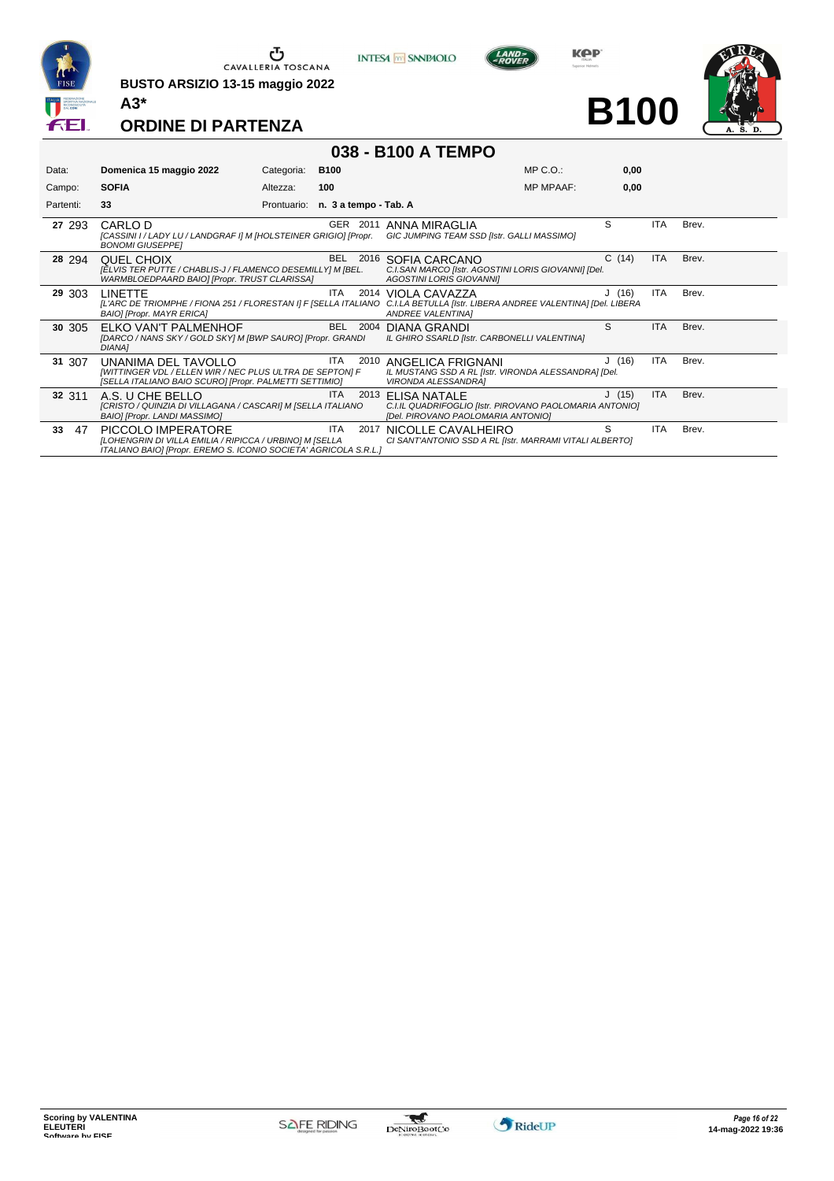BUSTO ARSIZIO 13-15 maggio 2022

A3*

## ORDINE DI PARTENZA

# B100

## 038 - B100 A TEMPO

| Data: | Domenica 15 maggio 2022 | Categoria: | B100 | MP C.O.: | 0,00 |
|---|---|---|---|---|---|
| Campo: | SOFIA | Altezza: | 100 | MP MPAAF: | 0,00 |
| Partenti: | 33 | Prontuario: | n. 3 a tempo - Tab. A | | |

| | N. | Cavallo | Naz. | Anno | Cavaliere | Cat. | Naz. | Brev. |
|---|---|---|---|---|---|---|---|---|
| 27 | 293 | CARLO D *[CASSINI I / LADY LU / LANDGRAF I] M [HOLSTEINER GRIGIO] [Propr. BONOMI GIUSEPPE]* | GER | 2011 | ANNA MIRAGLIA *GIC JUMPING TEAM SSD [Istr. GALLI MASSIMO]* | S | ITA | Brev. |
| 28 | 294 | QUEL CHOIX *[ELVIS TER PUTTE / CHABLIS-J / FLAMENCO DESEMILLY] M [BEL. WARMBLOEDPAARD BAIO] [Propr. TRUST CLARISSA]* | BEL | 2016 | SOFIA CARCANO *C.I.SAN MARCO [Istr. AGOSTINI LORIS GIOVANNI] [Del. AGOSTINI LORIS GIOVANNI]* | C (14) | ITA | Brev. |
| 29 | 303 | LINETTE *[L'ARC DE TRIOMPHE / FIONA 251 / FLORESTAN I] F [SELLA ITALIANO BAIO] [Propr. MAYR ERICA]* | ITA | 2014 | VIOLA CAVAZZA *C.I.LA BETULLA [Istr. LIBERA ANDREE VALENTINA] [Del. LIBERA ANDREE VALENTINA]* | J (16) | ITA | Brev. |
| 30 | 305 | ELKO VAN'T PALMENHOF *[DARCO / NANS SKY / GOLD SKY] M [BWP SAURO] [Propr. GRANDI DIANA]* | BEL | 2004 | DIANA GRANDI *IL GHIRO SSARLD [Istr. CARBONELLI VALENTINA]* | S | ITA | Brev. |
| 31 | 307 | UNANIMA DEL TAVOLLO *[WITTINGER VDL / ELLEN WIR / NEC PLUS ULTRA DE SEPTON] F [SELLA ITALIANO BAIO SCURO] [Propr. PALMETTI SETTIMIO]* | ITA | 2010 | ANGELICA FRIGNANI *IL MUSTANG SSD A RL [Istr. VIRONDA ALESSANDRA] [Del. VIRONDA ALESSANDRA]* | J (16) | ITA | Brev. |
| 32 | 311 | A.S. U CHE BELLO *[CRISTO / QUINZIA DI VILLAGANA / CASCARI] M [SELLA ITALIANO BAIO] [Propr. LANDI MASSIMO]* | ITA | 2013 | ELISA NATALE *C.I.IL QUADRIFOGLIO [Istr. PIROVANO PAOLOMARIA ANTONIO] [Del. PIROVANO PAOLOMARIA ANTONIO]* | J (15) | ITA | Brev. |
| 33 | 47 | PICCOLO IMPERATORE *[LOHENGRIN DI VILLA EMILIA / RIPICCA / URBINO] M [SELLA ITALIANO BAIO] [Propr. EREMO S. ICONIO SOCIETA' AGRICOLA S.R.L.]* | ITA | 2017 | NICOLLE CAVALHEIRO *CI SANT'ANTONIO SSD A RL [Istr. MARRAMI VITALI ALBERTO]* | S | ITA | Brev. |

Scoring by VALENTINA ELEUTERI
Software by FISE

14-mag-2022 19:36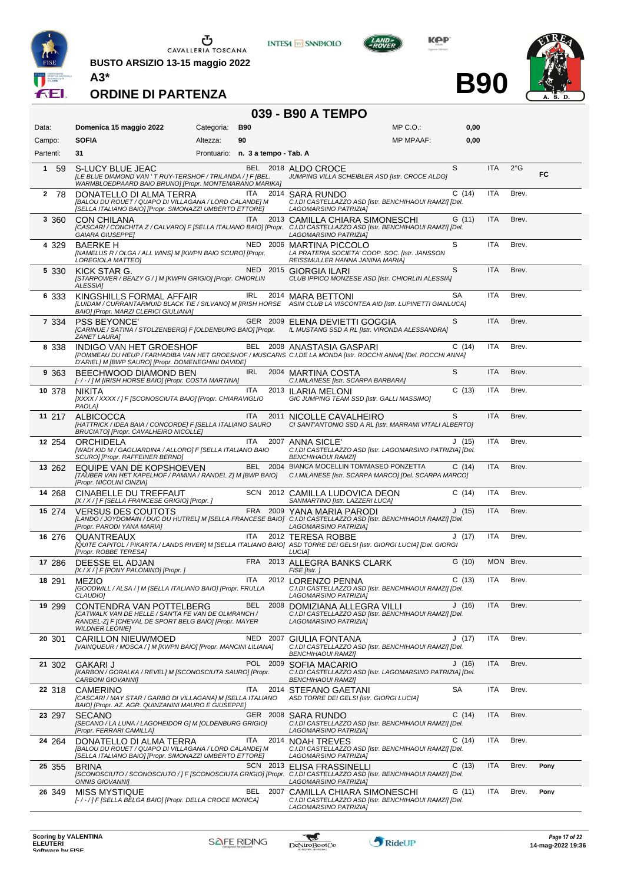BUSTO ARSIZIO 13-15 maggio 2022

A3*

# ORDINE DI PARTENZA

# B90

## 039 - B90 A TEMPO

| | | | | | |
|---|---|---|---|---|---|
| Data: | Domenica 15 maggio 2022 | Categoria: | B90 | MP C.O.: | 0,00 |
| Campo: | SOFIA | Altezza: | 90 | MP MPAAF: | 0,00 |
| Partenti: | 31 | Prontuario: | n. 3 a tempo - Tab. A | | |

| N. | Testiera | Cavallo | Naz. | Anno | Cavaliere | Cat. | Naz. | Patente | |
|---|---|---|---|---|---|---|---|---|---|
| 1 | 59 | S-LUCY BLUE JEAC *[LE BLUE DIAMOND VAN ' T RUY-TERSHOF / TRILANDA / ] F [BEL. WARMBLOEDPAARD BAIO BRUNO] [Propr. MONTEMARANO MARIKA]* | BEL | 2018 | ALDO CROCE *JUMPING VILLA SCHEIBLER ASD [Istr. CROCE ALDO]* | S | ITA | 2°G | FC |
| 2 | 78 | DONATELLO DI ALMA TERRA *[BALOU DU ROUET / QUAPO DI VILLAGANA / LORD CALANDE] M [SELLA ITALIANO BAIO] [Propr. SIMONAZZI UMBERTO ETTORE]* | ITA | 2014 | SARA RUNDO *C.I.DI CASTELLAZZO ASD [Istr. BENCHIHAOUI RAMZI] [Del. LAGOMARSINO PATRIZIA]* | C (14) | ITA | Brev. | |
| 3 | 360 | CON CHILANA *[CASCARI / CONCHITA Z / CALVARO] F [SELLA ITALIANO BAIO] [Propr. GAIARA GIUSEPPE]* | ITA | 2013 | CAMILLA CHIARA SIMONESCHI *C.I.DI CASTELLAZZO ASD [Istr. BENCHIHAOUI RAMZI] [Del. LAGOMARSINO PATRIZIA]* | G (11) | ITA | Brev. | |
| 4 | 329 | BAERKE H *[NAMELUS R / OLGA / ALL WINS] M [KWPN BAIO SCURO] [Propr. LOREGIOLA MATTEO]* | NED | 2006 | MARTINA PICCOLO *LA PRATERIA SOCIETA' COOP. SOC. [Istr. JANSSON REISSMULLER HANNA JANINA MARIA]* | S | ITA | Brev. | |
| 5 | 330 | KICK STAR G. *[STARPOWER / BEAZY G / ] M [KWPN GRIGIO] [Propr. CHIORLIN ALESSIA]* | NED | 2015 | GIORGIA ILARI *CLUB IPPICO MONZESE ASD [Istr. CHIORLIN ALESSIA]* | S | ITA | Brev. | |
| 6 | 333 | KINGSHILLS FORMAL AFFAIR *[LUIDAM / CURRANTARMUID BLACK TIE / SILVANO] M [IRISH HORSE BAIO] [Propr. MARZI CLERICI GIULIANA]* | IRL | 2014 | MARA BETTONI *ASIM CLUB LA VISCONTEA AID [Istr. LUPINETTI GIANLUCA]* | SA | ITA | Brev. | |
| 7 | 334 | PSS BEYONCE' *[CARINUE / SATINA / STOLZENBERG] F [OLDENBURG BAIO] [Propr. ZANET LAURA]* | GER | 2009 | ELENA DEVIETTI GOGGIA *IL MUSTANG SSD A RL [Istr. VIRONDA ALESSANDRA]* | S | ITA | Brev. | |
| 8 | 338 | INDIGO VAN HET GROESHOF *[POMMEAU DU HEUP / FARHADIBA VAN HET GROESHOF / MUSCARIS D'ARIEL] M [BWP SAURO] [Propr. DOMENEGHINI DAVIDE]* | BEL | 2008 | ANASTASIA GASPARI *C.I.DE LA MONDA [Istr. ROCCHI ANNA] [Del. ROCCHI ANNA]* | C (14) | ITA | Brev. | |
| 9 | 363 | BEECHWOOD DIAMOND BEN *[- / - / ] M [IRISH HORSE BAIO] [Propr. COSTA MARTINA]* | IRL | 2004 | MARTINA COSTA *C.I.MILANESE [Istr. SCARPA BARBARA]* | S | ITA | Brev. | |
| 10 | 378 | NIKITA *[XXXX / XXXX / ] F [SCONOSCIUTA BAIO] [Propr. CHIARAVIGLIO PAOLA]* | ITA | 2013 | ILARIA MELONI *GIC JUMPING TEAM SSD [Istr. GALLI MASSIMO]* | C (13) | ITA | Brev. | |
| 11 | 217 | ALBICOCCA *[HATTRICK / IDEA BAIA / CONCORDE] F [SELLA ITALIANO SAURO BRUCIATO] [Propr. CAVALHEIRO NICOLLE]* | ITA | 2011 | NICOLLE CAVALHEIRO *CI SANT'ANTONIO SSD A RL [Istr. MARRAMI VITALI ALBERTO]* | S | ITA | Brev. | |
| 12 | 254 | ORCHIDELA *[WADI KID M / GAGLIARDINA / ALLORO] F [SELLA ITALIANO BAIO SCURO] [Propr. RAFFEINER BERND]* | ITA | 2007 | ANNA SICLE' *C.I.DI CASTELLAZZO ASD [Istr. LAGOMARSINO PATRIZIA] [Del. BENCHIHAOUI RAMZI]* | J (15) | ITA | Brev. | |
| 13 | 262 | EQUIPE VAN DE KOPSHOEVEN *[TAUBER VAN HET KAPELHOF / PAMINA / RANDEL Z] M [BWP BAIO] [Propr. NICOLINI CINZIA]* | BEL | 2004 | BIANCA MOCELLIN TOMMASEO PONZETTA *C.I.MILANESE [Istr. SCARPA MARCO] [Del. SCARPA MARCO]* | C (14) | ITA | Brev. | |
| 14 | 268 | CINABELLE DU TREFFAUT *[X / X / ] F [SELLA FRANCESE GRIGIO] [Propr. ]* | SCN | 2012 | CAMILLA LUDOVICA DEON *SANMARTINO [Istr. LAZZERI LUCA]* | C (14) | ITA | Brev. | |
| 15 | 274 | VERSUS DES COUTOTS *[LANDO / JOYDOMAIN / DUC DU HUTREL] M [SELLA FRANCESE BAIO] [Propr. PARODI YANA MARIA]* | FRA | 2009 | YANA MARIA PARODI *C.I.DI CASTELLAZZO ASD [Istr. BENCHIHAOUI RAMZI] [Del. LAGOMARSINO PATRIZIA]* | J (15) | ITA | Brev. | |
| 16 | 276 | QUANTREAUX *[QUITE CAPITOL / PIKARTA / LANDS RIVER] M [SELLA ITALIANO BAIO] [Propr. ROBBE TERESA]* | ITA | 2012 | TERESA ROBBE *ASD TORRE DEI GELSI [Istr. GIORGI LUCIA] [Del. GIORGI LUCIA]* | J (17) | ITA | Brev. | |
| 17 | 286 | DEESSE EL ADJAN *[X / X / ] F [PONY PALOMINO] [Propr. ]* | FRA | 2013 | ALLEGRA BANKS CLARK *FISE [Istr. ]* | G (10) | MON | Brev. | |
| 18 | 291 | MEZIO *[GOODWILL / ALSA / ] M [SELLA ITALIANO BAIO] [Propr. FRULLA CLAUDIO]* | ITA | 2012 | LORENZO PENNA *C.I.DI CASTELLAZZO ASD [Istr. BENCHIHAOUI RAMZI] [Del. LAGOMARSINO PATRIZIA]* | C (13) | ITA | Brev. | |
| 19 | 299 | CONTENDRA VAN POTTELBERG *[CATWALK VAN DE HELLE / SAN'TA FE VAN DE OLMRANCH / RANDEL-Z] F [CHEVAL DE SPORT BELG BAIO] [Propr. MAYER WILDNER LEONIE]* | BEL | 2008 | DOMIZIANA ALLEGRA VILLI *C.I.DI CASTELLAZZO ASD [Istr. BENCHIHAOUI RAMZI] [Del. LAGOMARSINO PATRIZIA]* | J (16) | ITA | Brev. | |
| 20 | 301 | CARILLON NIEUWMOED *[VAINQUEUR / MOSCA / ] M [KWPN BAIO] [Propr. MANCINI LILIANA]* | NED | 2007 | GIULIA FONTANA *C.I.DI CASTELLAZZO ASD [Istr. BENCHIHAOUI RAMZI] [Del. BENCHIHAOUI RAMZI]* | J (17) | ITA | Brev. | |
| 21 | 302 | GAKARI J *[KARBON / GORALKA / REVEL] M [SCONOSCIUTA SAURO] [Propr. CARBONI GIOVANNI]* | POL | 2009 | SOFIA MACARIO *C.I.DI CASTELLAZZO ASD [Istr. LAGOMARSINO PATRIZIA] [Del. BENCHIHAOUI RAMZI]* | J (16) | ITA | Brev. | |
| 22 | 318 | CAMERINO *[CASCARI / MAY STAR / GARBO DI VILLAGANA] M [SELLA ITALIANO BAIO] [Propr. AZ. AGR. QUINZANINI MAURO E GIUSEPPE]* | ITA | 2014 | STEFANO GAETANI *ASD TORRE DEI GELSI [Istr. GIORGI LUCIA]* | SA | ITA | Brev. | |
| 23 | 297 | SECANO *[SECANO / LA LUNA / LAGOHEIDOR G] M [OLDENBURG GRIGIO] [Propr. FERRARI CAMILLA]* | GER | 2008 | SARA RUNDO *C.I.DI CASTELLAZZO ASD [Istr. BENCHIHAOUI RAMZI] [Del. LAGOMARSINO PATRIZIA]* | C (14) | ITA | Brev. | |
| 24 | 264 | DONATELLO DI ALMA TERRA *[BALOU DU ROUET / QUAPO DI VILLAGANA / LORD CALANDE] M [SELLA ITALIANO BAIO] [Propr. SIMONAZZI UMBERTO ETTORE]* | ITA | 2014 | NOAH TREVES *C.I.DI CASTELLAZZO ASD [Istr. BENCHIHAOUI RAMZI] [Del. LAGOMARSINO PATRIZIA]* | C (14) | ITA | Brev. | |
| 25 | 355 | BRINA *[SCONOSCIUTO / SCONOSCIUTO / ] F [SCONOSCIUTA GRIGIO] [Propr. ONNIS GIOVANNI]* | SCN | 2013 | ELISA FRASSINELLI *C.I.DI CASTELLAZZO ASD [Istr. BENCHIHAOUI RAMZI] [Del. LAGOMARSINO PATRIZIA]* | C (13) | ITA | Brev. | Pony |
| 26 | 349 | MISS MYSTIQUE *[- / - / ] F [SELLA BELGA BAIO] [Propr. DELLA CROCE MONICA]* | BEL | 2007 | CAMILLA CHIARA SIMONESCHI *C.I.DI CASTELLAZZO ASD [Istr. BENCHIHAOUI RAMZI] [Del. LAGOMARSINO PATRIZIA]* | G (11) | ITA | Brev. | Pony |

Scoring by VALENTINA ELEUTERI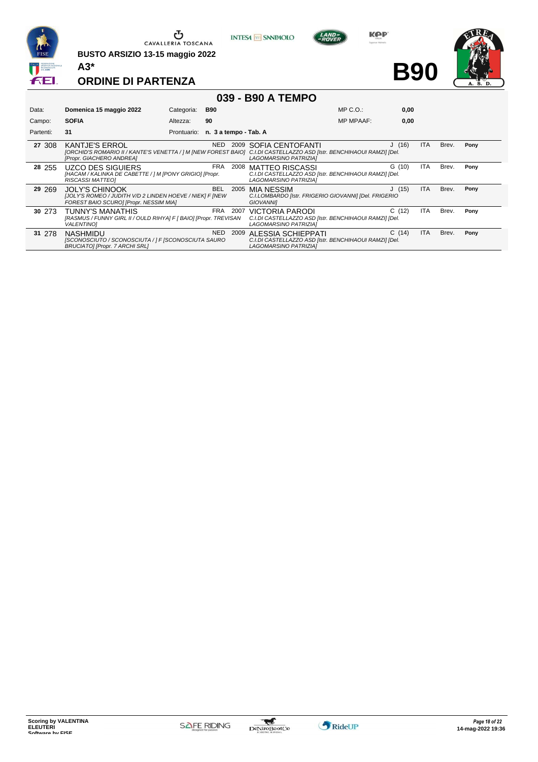BUSTO ARSIZIO 13-15 maggio 2022

A3*

# ORDINE DI PARTENZA

B90

## 039 - B90 A TEMPO

| | | | | | |
|---|---|---|---|---|---|
| Data: | **Domenica 15 maggio 2022** | Categoria: | **B90** | MP C.O.: | **0,00** |
| Campo: | **SOFIA** | Altezza: | **90** | MP MPAAF: | **0,00** |
| Partenti: | **31** | Prontuario: | **n. 3 a tempo - Tab. A** | | |

| N. | Pett. | Cavallo | Naz. | Anno | Cavaliere | Cat. | Naz. | Brev. | Tipo |
|---|---|---|---|---|---|---|---|---|---|
| **27** | 308 | KANTJE'S ERROL *[ORCHID'S ROMARIO II / KANTE'S VENETTA / ] M [NEW FOREST BAIO] [Propr. GIACHERO ANDREA]* | NED | 2009 | SOFIA CENTOFANTI *C.I.DI CASTELLAZZO ASD [Istr. BENCHIHAOUI RAMZI] [Del. LAGOMARSINO PATRIZIA]* | J (16) | ITA | Brev. | **Pony** |
| **28** | 255 | UZCO DES SIGUIERS *[HACAM / KALINKA DE CABETTE / ] M [PONY GRIGIO] [Propr. RISCASSI MATTEO]* | FRA | 2008 | MATTEO RISCASSI *C.I.DI CASTELLAZZO ASD [Istr. BENCHIHAOUI RAMZI] [Del. LAGOMARSINO PATRIZIA]* | G (10) | ITA | Brev. | **Pony** |
| **29** | 269 | JOLY'S CHINOOK *[JOLY'S ROMEO / JUDITH V/D 2 LINDEN HOEVE / NIEK] F [NEW FOREST BAIO SCURO] [Propr. NESSIM MIA]* | BEL | 2005 | MIA NESSIM *C.I.LOMBARDO [Istr. FRIGERIO GIOVANNI] [Del. FRIGERIO GIOVANNI]* | J (15) | ITA | Brev. | **Pony** |
| **30** | 273 | TUNNY'S MANATHIS *[RASMUS / FUNNY GIRL II / OULD RIHYA] F [ BAIO] [Propr. TREVISAN VALENTINO]* | FRA | 2007 | VICTORIA PARODI *C.I.DI CASTELLAZZO ASD [Istr. BENCHIHAOUI RAMZI] [Del. LAGOMARSINO PATRIZIA]* | C (12) | ITA | Brev. | **Pony** |
| **31** | 278 | NASHMIDU *[SCONOSCIUTO / SCONOSCIUTA / ] F [SCONOSCIUTA SAURO BRUCIATO] [Propr. 7 ARCHI SRL]* | NED | 2009 | ALESSIA SCHIEPPATI *C.I.DI CASTELLAZZO ASD [Istr. BENCHIHAOUI RAMZI] [Del. LAGOMARSINO PATRIZIA]* | C (14) | ITA | Brev. | **Pony** |

Scoring by VALENTINA ELEUTERI
Software by FISE

14-mag-2022 19:36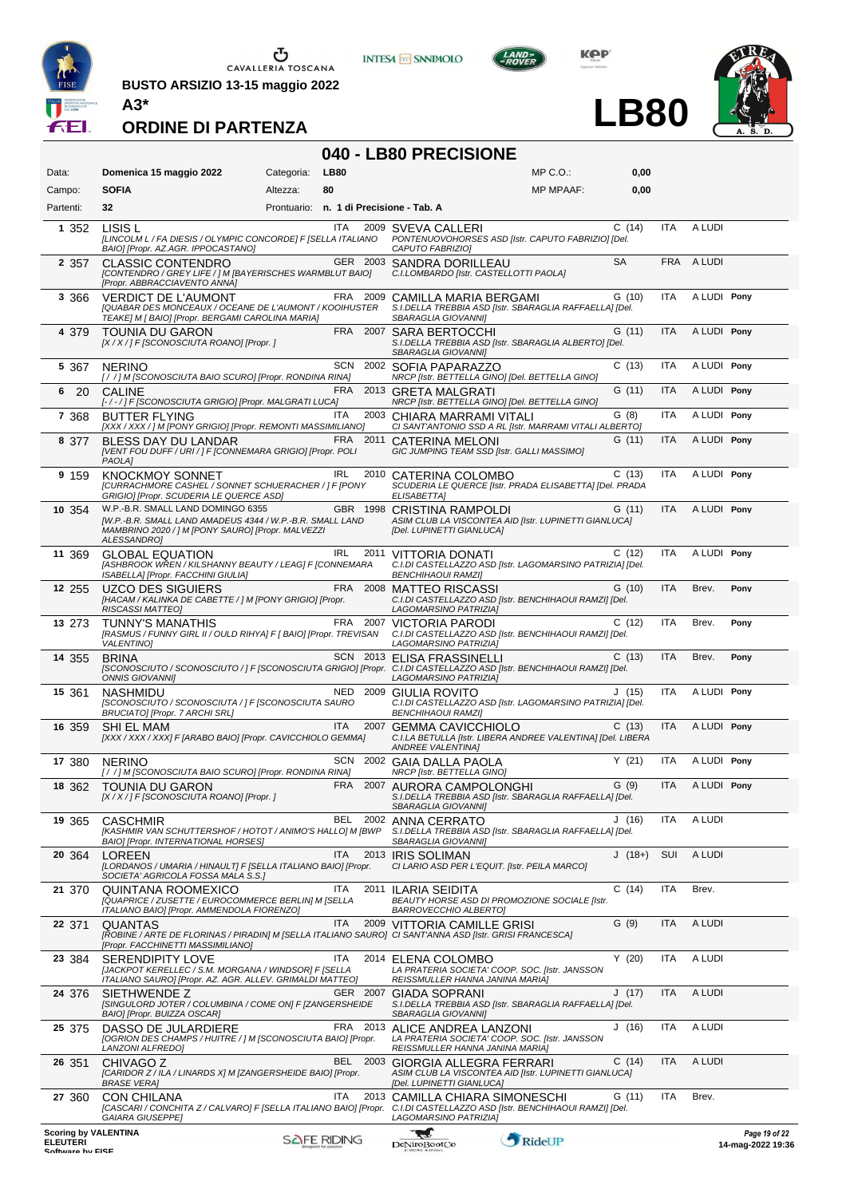BUSTO ARSIZIO 13-15 maggio 2022

A3*

# ORDINE DI PARTENZA

**LB80**

## 040 - LB80 PRECISIONE

| | | | | | |
|---|---|---|---|---|---|
| Data: | Domenica 15 maggio 2022 | Categoria: | LB80 | MP C.O.: | 0,00 |
| Campo: | SOFIA | Altezza: | 80 | MP MPAAF: | 0,00 |
| Partenti: | 32 | Prontuario: | n. 1 di Precisione - Tab. A | | |

| N. | Testiera | Cavallo | Naz. | Anno | Cavaliere / Circolo | Cat. | Naz. | Patente | Pony |
|---|---|---|---|---|---|---|---|---|---|
| 1 | 352 | LISIS L *[LINCOLM L / FA DIESIS / OLYMPIC CONCORDE] F [SELLA ITALIANO BAIO] [Propr. AZ.AGR. IPPOCASTANO]* | ITA | 2009 | SVEVA CALLERI *PONTENUOVOHORSES ASD [Istr. CAPUTO FABRIZIO] [Del. CAPUTO FABRIZIO]* | C (14) | ITA | A LUDI | |
| 2 | 357 | CLASSIC CONTENDRO *[CONTENDRO / GREY LIFE / ] M [BAYERISCHES WARMBLUT BAIO] [Propr. ABBRACCIAVENTO ANNA]* | GER | 2003 | SANDRA DORILLEAU *C.I.LOMBARDO [Istr. CASTELLOTTI PAOLA]* | SA | FRA | A LUDI | |
| 3 | 366 | VERDICT DE L'AUMONT *[QUABAR DES MONCEAUX / OCEANE DE L'AUMONT / KOOIHUSTER TEAKE] M [ BAIO] [Propr. BERGAMI CAROLINA MARIA]* | FRA | 2009 | CAMILLA MARIA BERGAMI *S.I.DELLA TREBBIA ASD [Istr. SBARAGLIA RAFFAELLA] [Del. SBARAGLIA GIOVANNI]* | G (10) | ITA | A LUDI | Pony |
| 4 | 379 | TOUNIA DU GARON *[X / X / ] F [SCONOSCIUTA ROANO] [Propr. ]* | FRA | 2007 | SARA BERTOCCHI *S.I.DELLA TREBBIA ASD [Istr. SBARAGLIA ALBERTO] [Del. SBARAGLIA GIOVANNI]* | G (11) | ITA | A LUDI | Pony |
| 5 | 367 | NERINO *[ / / ] M [SCONOSCIUTA BAIO SCURO] [Propr. RONDINA RINA]* | SCN | 2002 | SOFIA PAPARAZZO *NRCP [Istr. BETTELLA GINO] [Del. BETTELLA GINO]* | C (13) | ITA | A LUDI | Pony |
| 6 | 20 | CALINE *[- / - / ] F [SCONOSCIUTA GRIGIO] [Propr. MALGRATI LUCA]* | FRA | 2013 | GRETA MALGRATI *NRCP [Istr. BETTELLA GINO] [Del. BETTELLA GINO]* | G (11) | ITA | A LUDI | Pony |
| 7 | 368 | BUTTER FLYING *[XXX / XXX / ] M [PONY GRIGIO] [Propr. REMONTI MASSIMILIANO]* | ITA | 2003 | CHIARA MARRAMI VITALI *CI SANT'ANTONIO SSD A RL [Istr. MARRAMI VITALI ALBERTO]* | G (8) | ITA | A LUDI | Pony |
| 8 | 377 | BLESS DAY DU LANDAR *[VENT FOU DUFF / URI / ] F [CONNEMARA GRIGIO] [Propr. POLI PAOLA]* | FRA | 2011 | CATERINA MELONI *GIC JUMPING TEAM SSD [Istr. GALLI MASSIMO]* | G (11) | ITA | A LUDI | Pony |
| 9 | 159 | KNOCKMOY SONNET *[CURRACHMORE CASHEL / SONNET SCHUERACHER / ] F [PONY GRIGIO] [Propr. SCUDERIA LE QUERCE ASD]* | IRL | 2010 | CATERINA COLOMBO *SCUDERIA LE QUERCE [Istr. PRADA ELISABETTA] [Del. PRADA ELISABETTA]* | C (13) | ITA | A LUDI | Pony |
| 10 | 354 | W.P.-B.R. SMALL LAND DOMINGO 6355 *[W.P.-B.R. SMALL LAND AMADEUS 4344 / W.P.-B.R. SMALL LAND MAMBRINO 2020 / ] M [PONY SAURO] [Propr. MALVEZZI ALESSANDRO]* | GBR | 1998 | CRISTINA RAMPOLDI *ASIM CLUB LA VISCONTEA AID [Istr. LUPINETTI GIANLUCA] [Del. LUPINETTI GIANLUCA]* | G (11) | ITA | A LUDI | Pony |
| 11 | 369 | GLOBAL EQUATION *[ASHBROOK WREN / KILSHANNY BEAUTY / LEAG] F [CONNEMARA ISABELLA] [Propr. FACCHINI GIULIA]* | IRL | 2011 | VITTORIA DONATI *C.I.DI CASTELLAZZO ASD [Istr. LAGOMARSINO PATRIZIA] [Del. BENCHIHAOUI RAMZI]* | C (12) | ITA | A LUDI | Pony |
| 12 | 255 | UZCO DES SIGUIERS *[HACAM / KALINKA DE CABETTE / ] M [PONY GRIGIO] [Propr. RISCASSI MATTEO]* | FRA | 2008 | MATTEO RISCASSI *C.I.DI CASTELLAZZO ASD [Istr. BENCHIHAOUI RAMZI] [Del. LAGOMARSINO PATRIZIA]* | G (10) | ITA | Brev. | Pony |
| 13 | 273 | TUNNY'S MANATHIS *[RASMUS / FUNNY GIRL II / OULD RIHYA] F [ BAIO] [Propr. TREVISAN VALENTINO]* | FRA | 2007 | VICTORIA PARODI *C.I.DI CASTELLAZZO ASD [Istr. BENCHIHAOUI RAMZI] [Del. LAGOMARSINO PATRIZIA]* | C (12) | ITA | Brev. | Pony |
| 14 | 355 | BRINA *[SCONOSCIUTO / SCONOSCIUTO / ] F [SCONOSCIUTA GRIGIO] [Propr. ONNIS GIOVANNI]* | SCN | 2013 | ELISA FRASSINELLI *C.I.DI CASTELLAZZO ASD [Istr. BENCHIHAOUI RAMZI] [Del. LAGOMARSINO PATRIZIA]* | C (13) | ITA | Brev. | Pony |
| 15 | 361 | NASHMIDU *[SCONOSCIUTO / SCONOSCIUTA / ] F [SCONOSCIUTA SAURO BRUCIATO] [Propr. 7 ARCHI SRL]* | NED | 2009 | GIULIA ROVITO *C.I.DI CASTELLAZZO ASD [Istr. LAGOMARSINO PATRIZIA] [Del. BENCHIHAOUI RAMZI]* | J (15) | ITA | A LUDI | Pony |
| 16 | 359 | SHI EL MAM *[XXX / XXX / XXX] F [ARABO BAIO] [Propr. CAVICCHIOLO GEMMA]* | ITA | 2007 | GEMMA CAVICCHIOLO *C.I.LA BETULLA [Istr. LIBERA ANDREE VALENTINA] [Del. LIBERA ANDREE VALENTINA]* | C (13) | ITA | A LUDI | Pony |
| 17 | 380 | NERINO *[ / / ] M [SCONOSCIUTA BAIO SCURO] [Propr. RONDINA RINA]* | SCN | 2002 | GAIA DALLA PAOLA *NRCP [Istr. BETTELLA GINO]* | Y (21) | ITA | A LUDI | Pony |
| 18 | 362 | TOUNIA DU GARON *[X / X / ] F [SCONOSCIUTA ROANO] [Propr. ]* | FRA | 2007 | AURORA CAMPOLONGHI *S.I.DELLA TREBBIA ASD [Istr. SBARAGLIA RAFFAELLA] [Del. SBARAGLIA GIOVANNI]* | G (9) | ITA | A LUDI | Pony |
| 19 | 365 | CASCHMIR *[KASHMIR VAN SCHUTTERSHOF / HOTOT / ANIMO'S HALLO] M [BWP BAIO] [Propr. INTERNATIONAL HORSES]* | BEL | 2002 | ANNA CERRATO *S.I.DELLA TREBBIA ASD [Istr. SBARAGLIA RAFFAELLA] [Del. SBARAGLIA GIOVANNI]* | J (16) | ITA | A LUDI | |
| 20 | 364 | LOREEN *[LORDANOS / UMARIA / HINAULT] F [SELLA ITALIANO BAIO] [Propr. SOCIETA' AGRICOLA FOSSA MALA S.S.]* | ITA | 2013 | IRIS SOLIMAN *CI LARIO ASD PER L'EQUIT. [Istr. PEILA MARCO]* | J (18+) | SUI | A LUDI | |
| 21 | 370 | QUINTANA ROOMEXICO *[QUAPRICE / ZUSETTE / EUROCOMMERCE BERLIN] M [SELLA ITALIANO BAIO] [Propr. AMMENDOLA FIORENZO]* | ITA | 2011 | ILARIA SEIDITA *BEAUTY HORSE ASD DI PROMOZIONE SOCIALE [Istr. BARROVECCHIO ALBERTO]* | C (14) | ITA | Brev. | |
| 22 | 371 | QUANTAS *[ROBINE / ARTE DE FLORINAS / PIRADIN] M [SELLA ITALIANO SAURO] [Propr. FACCHINETTI MASSIMILIANO]* | ITA | 2009 | VITTORIA CAMILLE GRISI *CI SANT'ANNA ASD [Istr. GRISI FRANCESCA]* | G (9) | ITA | A LUDI | |
| 23 | 384 | SERENDIPITY LOVE *[JACKPOT KERELLEC / S.M. MORGANA / WINDSOR] F [SELLA ITALIANO SAURO] [Propr. AZ. AGR. ALLEV. GRIMALDI MATTEO]* | ITA | 2014 | ELENA COLOMBO *LA PRATERIA SOCIETA' COOP. SOC. [Istr. JANSSON REISSMULLER HANNA JANINA MARIA]* | Y (20) | ITA | A LUDI | |
| 24 | 376 | SIETHWENDE Z *[SINGULORD JOTER / COLUMBINA / COME ON] F [ZANGERSHEIDE BAIO] [Propr. BUIZZA OSCAR]* | GER | 2007 | GIADA SOPRANI *S.I.DELLA TREBBIA ASD [Istr. SBARAGLIA RAFFAELLA] [Del. SBARAGLIA GIOVANNI]* | J (17) | ITA | A LUDI | |
| 25 | 375 | DASSO DE JULARDIERE *[OGRION DES CHAMPS / HUITRE / ] M [SCONOSCIUTA BAIO] [Propr. LANZONI ALFREDO]* | FRA | 2013 | ALICE ANDREA LANZONI *LA PRATERIA SOCIETA' COOP. SOC. [Istr. JANSSON REISSMULLER HANNA JANINA MARIA]* | J (16) | ITA | A LUDI | |
| 26 | 351 | CHIVAGO Z *[CARIDOR Z / ILA / LINARDS X] M [ZANGERSHEIDE BAIO] [Propr. BRASE VERA]* | BEL | 2003 | GIORGIA ALLEGRA FERRARI *ASIM CLUB LA VISCONTEA AID [Istr. LUPINETTI GIANLUCA] [Del. LUPINETTI GIANLUCA]* | C (14) | ITA | A LUDI | |
| 27 | 360 | CON CHILANA *[CASCARI / CONCHITA Z / CALVARO] F [SELLA ITALIANO BAIO] [Propr. GAIARA GIUSEPPE]* | ITA | 2013 | CAMILLA CHIARA SIMONESCHI *C.I.DI CASTELLAZZO ASD [Istr. BENCHIHAOUI RAMZI] [Del. LAGOMARSINO PATRIZIA]* | G (11) | ITA | Brev. | |

Scoring by VALENTINA ELEUTERI

14-mag-2022 19:36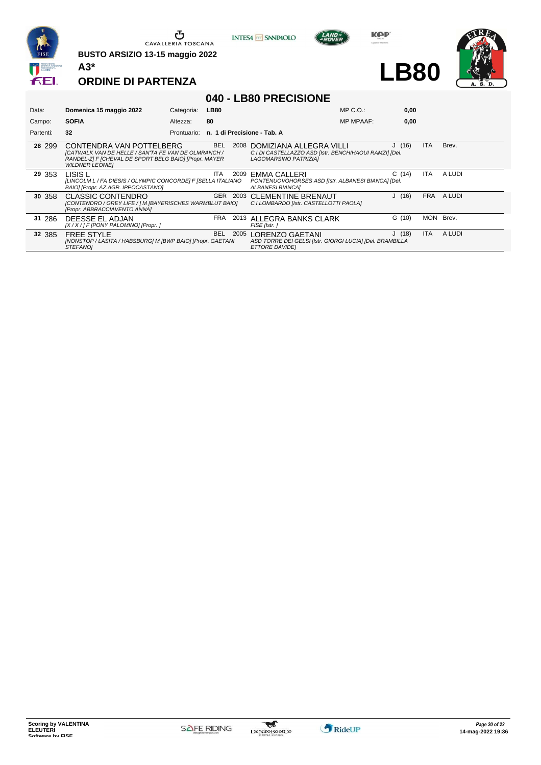CAVALLERIA TOSCANA

BUSTO ARSIZIO 13-15 maggio 2022

A3*

# ORDINE DI PARTENZA

LB80

## 040 - LB80 PRECISIONE

| | | | | | |
|---|---|---|---|---|---|
| Data: | Domenica 15 maggio 2022 | Categoria: | LB80 | MP C.O.: | 0,00 |
| Campo: | SOFIA | Altezza: | 80 | MP MPAAF: | 0,00 |
| Partenti: | 32 | Prontuario: | n. 1 di Precisione - Tab. A | | |

| | | | | | | | | |
|---|---|---|---|---|---|---|---|---|
| 28 | 299 | CONTENDRA VAN POTTELBERG *[CATWALK VAN DE HELLE / SAN'TA FE VAN DE OLMRANCH / RANDEL-Z] F [CHEVAL DE SPORT BELG BAIO] [Propr. MAYER WILDNER LEONIE]* | BEL 2008 | DOMIZIANA ALLEGRA VILLI *C.I.DI CASTELLAZZO ASD [Istr. BENCHIHAOUI RAMZI] [Del. LAGOMARSINO PATRIZIA]* | J (16) | ITA | Brev. |
| 29 | 353 | LISIS L *[LINCOLM L / FA DIESIS / OLYMPIC CONCORDE] F [SELLA ITALIANO BAIO] [Propr. AZ.AGR. IPPOCASTANO]* | ITA 2009 | EMMA CALLERI *PONTENUOVOHORSES ASD [Istr. ALBANESI BIANCA] [Del. ALBANESI BIANCA]* | C (14) | ITA | A LUDI |
| 30 | 358 | CLASSIC CONTENDRO *[CONTENDRO / GREY LIFE / ] M [BAYERISCHES WARMBLUT BAIO] [Propr. ABBRACCIAVENTO ANNA]* | GER 2003 | CLEMENTINE BRENAUT *C.I.LOMBARDO [Istr. CASTELLOTTI PAOLA]* | J (16) | FRA | A LUDI |
| 31 | 286 | DEESSE EL ADJAN *[X / X / ] F [PONY PALOMINO] [Propr. ]* | FRA 2013 | ALLEGRA BANKS CLARK *FISE [Istr. ]* | G (10) | MON | Brev. |
| 32 | 385 | FREE STYLE *[NONSTOP / LASITA / HABSBURG] M [BWP BAIO] [Propr. GAETANI STEFANO]* | BEL 2005 | LORENZO GAETANI *ASD TORRE DEI GELSI [Istr. GIORGI LUCIA] [Del. BRAMBILLA ETTORE DAVIDE]* | J (18) | ITA | A LUDI |

Scoring by VALENTINA ELEUTERI Software by FISE

14-mag-2022 19:36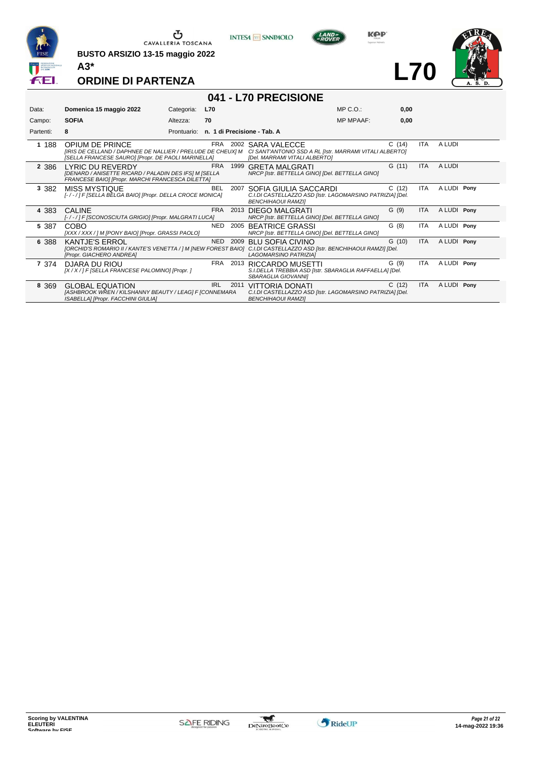BUSTO ARSIZIO 13-15 maggio 2022

A3*

## ORDINE DI PARTENZA

L70

# 041 - L70 PRECISIONE

| Data: | Domenica 15 maggio 2022 | Categoria: | L70 | MP C.O.: | 0,00 |
|---|---|---|---|---|---|
| Campo: | SOFIA | Altezza: | 70 | MP MPAAF: | 0,00 |
| Partenti: | 8 | Prontuario: | n. 1 di Precisione - Tab. A | | |

| # | N. | Cavallo | Naz. | Anno | Cavaliere | Cat. | Naz. | | |
|---|---|---|---|---|---|---|---|---|---|
| 1 | 188 | OPIUM DE PRINCE<br>*[IRIS DE CELLAND / DAPHNEE DE NALLIER / PRELUDE DE CHEUX] M [SELLA FRANCESE SAURO] [Propr. DE PAOLI MARINELLA]* | FRA | 2002 | SARA VALECCE<br>*CI SANT'ANTONIO SSD A RL [Istr. MARRAMI VITALI ALBERTO] [Del. MARRAMI VITALI ALBERTO]* | C (14) | ITA | A LUDI | |
| 2 | 386 | LYRIC DU REVERDY<br>*[DENARD / ANISETTE RICARD / PALADIN DES IFS] M [SELLA FRANCESE BAIO] [Propr. MARCHI FRANCESCA DILETTA]* | FRA | 1999 | GRETA MALGRATI<br>*NRCP [Istr. BETTELLA GINO] [Del. BETTELLA GINO]* | G (11) | ITA | A LUDI | |
| 3 | 382 | MISS MYSTIQUE<br>*[- / - / ] F [SELLA BELGA BAIO] [Propr. DELLA CROCE MONICA]* | BEL | 2007 | SOFIA GIULIA SACCARDI<br>*C.I.DI CASTELLAZZO ASD [Istr. LAGOMARSINO PATRIZIA] [Del. BENCHIHAOUI RAMZI]* | C (12) | ITA | A LUDI | Pony |
| 4 | 383 | CALINE<br>*[- / - / ] F [SCONOSCIUTA GRIGIO] [Propr. MALGRATI LUCA]* | FRA | 2013 | DIEGO MALGRATI<br>*NRCP [Istr. BETTELLA GINO] [Del. BETTELLA GINO]* | G (9) | ITA | A LUDI | Pony |
| 5 | 387 | COBO<br>*[XXX / XXX / ] M [PONY BAIO] [Propr. GRASSI PAOLO]* | NED | 2005 | BEATRICE GRASSI<br>*NRCP [Istr. BETTELLA GINO] [Del. BETTELLA GINO]* | G (8) | ITA | A LUDI | Pony |
| 6 | 388 | KANTJE'S ERROL<br>*[ORCHID'S ROMARIO II / KANTE'S VENETTA / ] M [NEW FOREST BAIO] [Propr. GIACHERO ANDREA]* | NED | 2009 | BLU SOFIA CIVINO<br>*C.I.DI CASTELLAZZO ASD [Istr. BENCHIHAOUI RAMZI] [Del. LAGOMARSINO PATRIZIA]* | G (10) | ITA | A LUDI | Pony |
| 7 | 374 | DJARA DU RIOU<br>*[X / X / ] F [SELLA FRANCESE PALOMINO] [Propr. ]* | FRA | 2013 | RICCARDO MUSETTI<br>*S.I.DELLA TREBBIA ASD [Istr. SBARAGLIA RAFFAELLA] [Del. SBARAGLIA GIOVANNI]* | G (9) | ITA | A LUDI | Pony |
| 8 | 369 | GLOBAL EQUATION<br>*[ASHBROOK WREN / KILSHANNY BEAUTY / LEAG] F [CONNEMARA ISABELLA] [Propr. FACCHINI GIULIA]* | IRL | 2011 | VITTORIA DONATI<br>*C.I.DI CASTELLAZZO ASD [Istr. LAGOMARSINO PATRIZIA] [Del. BENCHIHAOUI RAMZI]* | C (12) | ITA | A LUDI | Pony |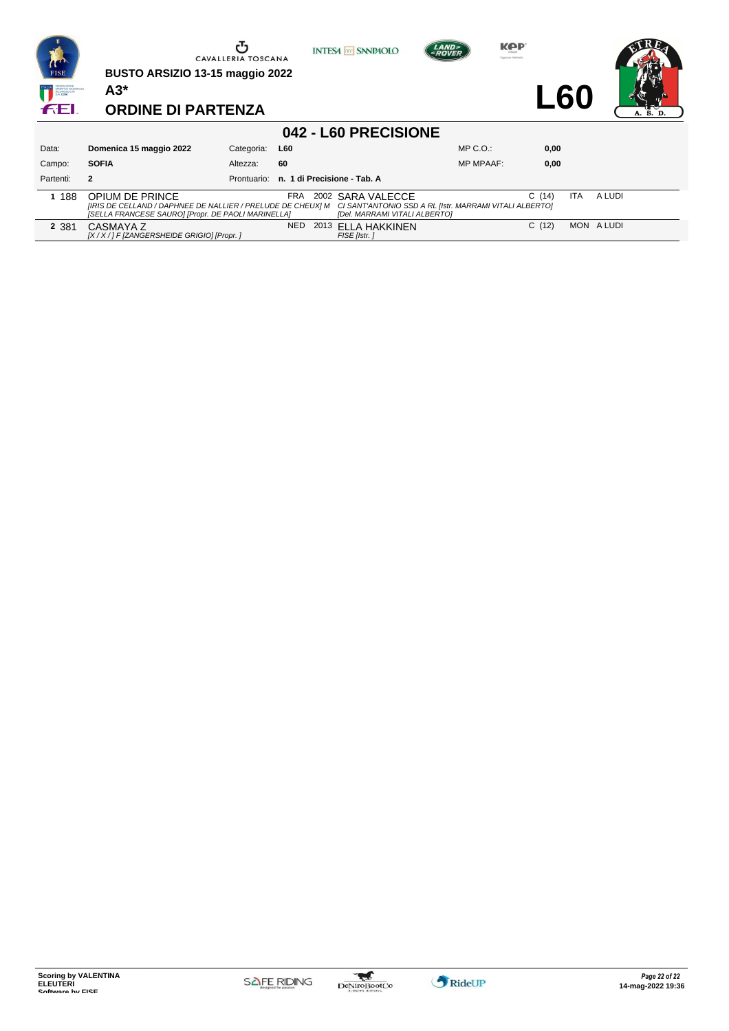BUSTO ARSIZIO 13-15 maggio 2022

A3*

## ORDINE DI PARTENZA

L60

# 042 - L60 PRECISIONE

| | | | | | |
|---|---|---|---|---|---|
| Data: | **Domenica 15 maggio 2022** | Categoria: | **L60** | MP C.O.: | **0,00** |
| Campo: | **SOFIA** | Altezza: | **60** | MP MPAAF: | **0,00** |
| Partenti: | **2** | Prontuario: | **n. 1 di Precisione - Tab. A** | | |

| | | | | | | | | |
|---|---|---|---|---|---|---|---|---|
| **1** | 188 | OPIUM DE PRINCE<br>*[IRIS DE CELLAND / DAPHNEE DE NALLIER / PRELUDE DE CHEUX] M [SELLA FRANCESE SAURO] [Propr. DE PAOLI MARINELLA]* | FRA 2002 | SARA VALECCE<br>*CI SANT'ANTONIO SSD A RL [Istr. MARRAMI VITALI ALBERTO] [Del. MARRAMI VITALI ALBERTO]* | C (14) | ITA | A LUDI |
| **2** | 381 | CASMAYA Z<br>*[X / X / ] F [ZANGERSHEIDE GRIGIO] [Propr. ]* | NED 2013 | ELLA HAKKINEN<br>*FISE [Istr. ]* | C (12) | MON | A LUDI |

Scoring by VALENTINA ELEUTERI
Software by FISE

14-mag-2022 19:36